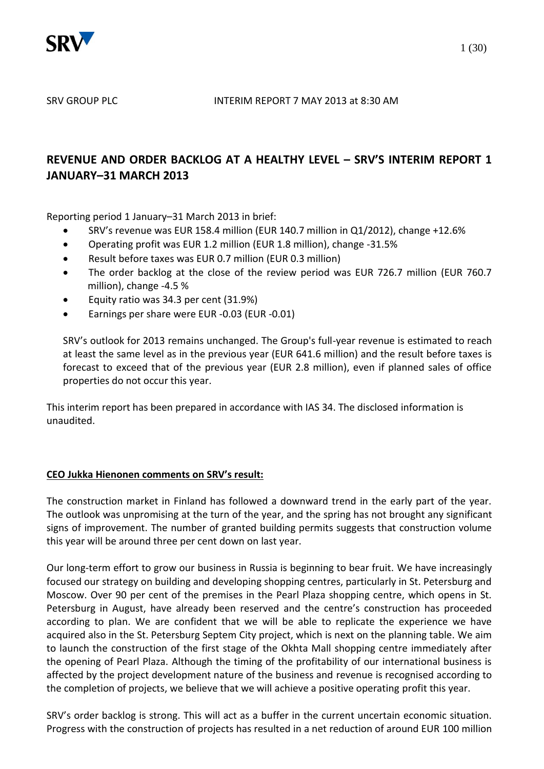SRV GROUP PLC INTERIM REPORT 7 MAY 2013 at 8:30 AM

# REVENUE AND ORDER BACKLOG AT A HEALTHY LEVEL – SRV'S INTERIM REPORT 1 JANUARY–31 MARCH 2013

Reporting period 1 January–31 March 2013 in brief:

- SRV's revenue was EUR 158.4 million (EUR 140.7 million in Q1/2012), change +12.6%
- Operating profit was EUR 1.2 million (EUR 1.8 million), change -31.5%
- Result before taxes was EUR 0.7 million (EUR 0.3 million)
- The order backlog at the close of the review period was EUR 726.7 million (EUR 760.7 million), change -4.5 %
- Equity ratio was 34.3 per cent (31.9%)
- Earnings per share were EUR -0.03 (EUR -0.01)

SRV's outlook for 2013 remains unchanged. The Group's full-year revenue is estimated to reach at least the same level as in the previous year (EUR 641.6 million) and the result before taxes is forecast to exceed that of the previous year (EUR 2.8 million), even if planned sales of office properties do not occur this year.

This interim report has been prepared in accordance with IAS 34. The disclosed information is unaudited.

**CEO Jukka Hienonen comments on SRV's result:**

The construction market in Finland has followed a downward trend in the early part of the year. The outlook was unpromising at the turn of the year, and the spring has not brought any significant signs of improvement. The number of granted building permits suggests that construction volume this year will be around three per cent down on last year.

Our long-term effort to grow our business in Russia is beginning to bear fruit. We have increasingly focused our strategy on building and developing shopping centres, particularly in St. Petersburg and Moscow. Over 90 per cent of the premises in the Pearl Plaza shopping centre, which opens in St. Petersburg in August, have already been reserved and the centre's construction has proceeded according to plan. We are confident that we will be able to replicate the experience we have acquired also in the St. Petersburg Septem City project, which is next on the planning table. We aim to launch the construction of the first stage of the Okhta Mall shopping centre immediately after the opening of Pearl Plaza. Although the timing of the profitability of our international business is affected by the project development nature of the business and revenue is recognised according to the completion of projects, we believe that we will achieve a positive operating profit this year.

SRV's order backlog is strong. This will act as a buffer in the current uncertain economic situation. Progress with the construction of projects has resulted in a net reduction of around EUR 100 million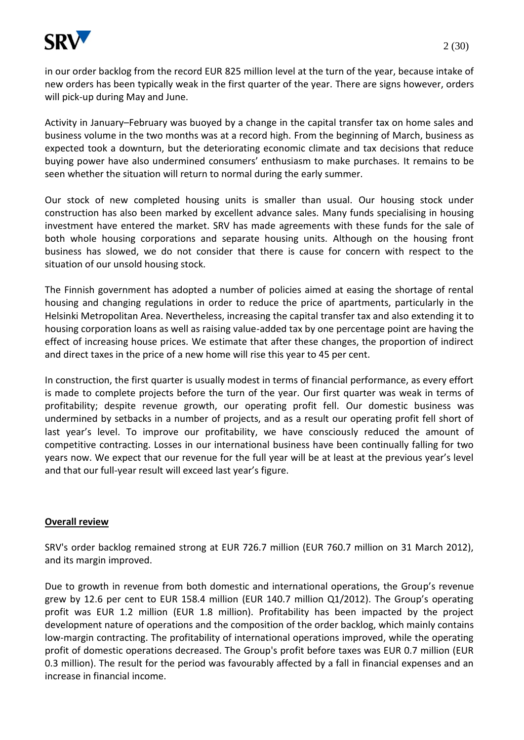in our order backlog from the record EUR 825 million level at the turn of the year, because intake of new orders has been typically weak in the first quarter of the year. There are signs however, orders will pick-up during May and June.

Activity in January–February was buoyed by a change in the capital transfer tax on home sales and business volume in the two months was at a record high. From the beginning of March, business as expected took a downturn, but the deteriorating economic climate and tax decisions that reduce buying power have also undermined consumers' enthusiasm to make purchases. It remains to be seen whether the situation will return to normal during the early summer.

Our stock of new completed housing units is smaller than usual. Our housing stock under construction has also been marked by excellent advance sales. Many funds specialising in housing investment have entered the market. SRV has made agreements with these funds for the sale of both whole housing corporations and separate housing units. Although on the housing front business has slowed, we do not consider that there is cause for concern with respect to the situation of our unsold housing stock.

The Finnish government has adopted a number of policies aimed at easing the shortage of rental housing and changing regulations in order to reduce the price of apartments, particularly in the Helsinki Metropolitan Area. Nevertheless, increasing the capital transfer tax and also extending it to housing corporation loans as well as raising value-added tax by one percentage point are having the effect of increasing house prices. We estimate that after these changes, the proportion of indirect and direct taxes in the price of a new home will rise this year to 45 per cent.

In construction, the first quarter is usually modest in terms of financial performance, as every effort is made to complete projects before the turn of the year. Our first quarter was weak in terms of profitability; despite revenue growth, our operating profit fell. Our domestic business was undermined by setbacks in a number of projects, and as a result our operating profit fell short of last year's level. To improve our profitability, we have consciously reduced the amount of competitive contracting. Losses in our international business have been continually falling for two years now. We expect that our revenue for the full year will be at least at the previous year's level and that our full-year result will exceed last year's figure.

## Overall review

SRV's order backlog remained strong at EUR 726.7 million (EUR 760.7 million on 31 March 2012), and its margin improved.

Due to growth in revenue from both domestic and international operations, the Group's revenue grew by 12.6 per cent to EUR 158.4 million (EUR 140.7 million Q1/2012). The Group's operating profit was EUR 1.2 million (EUR 1.8 million). Profitability has been impacted by the project development nature of operations and the composition of the order backlog, which mainly contains low-margin contracting. The profitability of international operations improved, while the operating profit of domestic operations decreased. The Group's profit before taxes was EUR 0.7 million (EUR 0.3 million). The result for the period was favourably affected by a fall in financial expenses and an increase in financial income.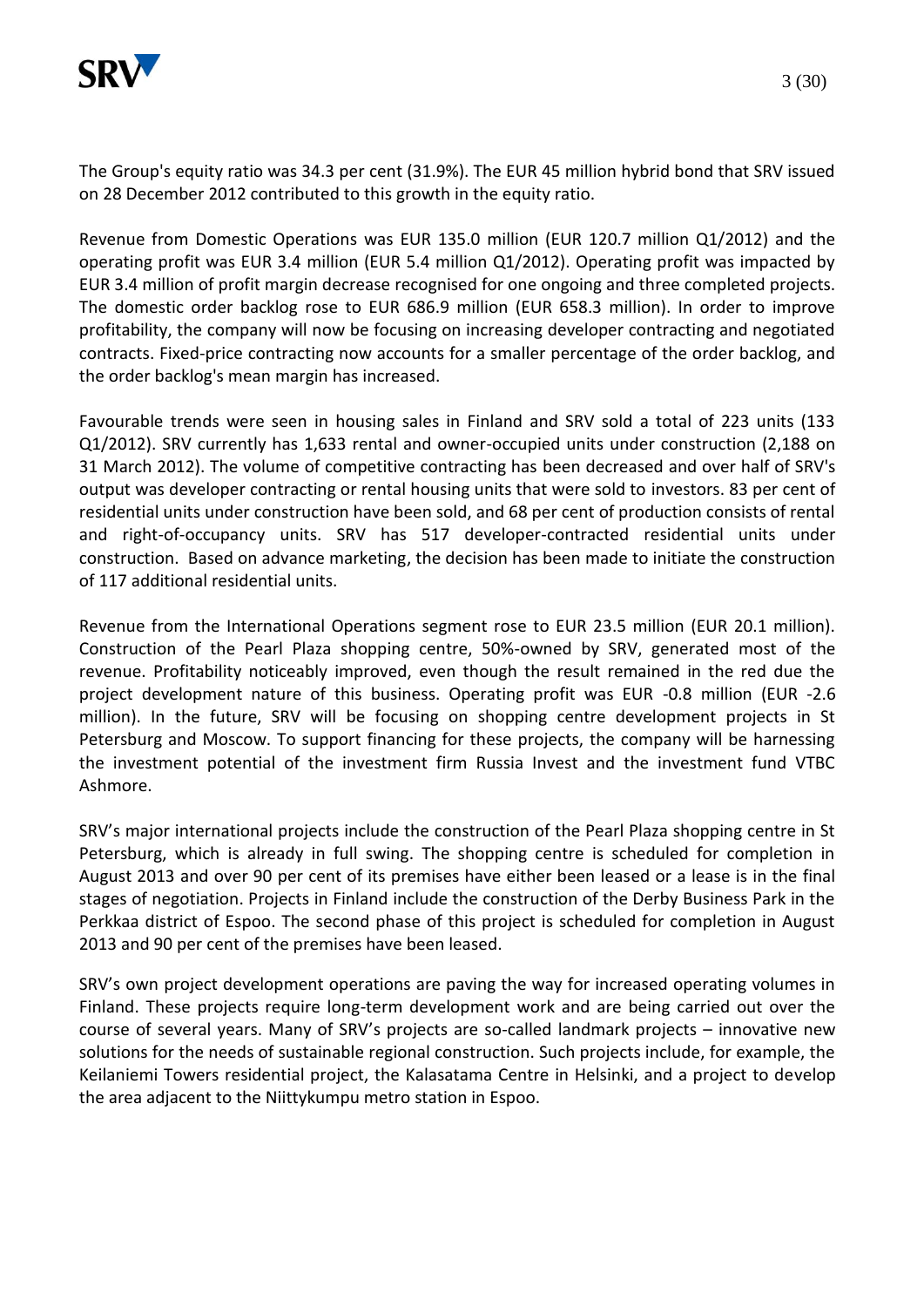The Group's equity ratio was 34.3 per cent (31.9%). The EUR 45 million hybrid bond that SRV issued on 28 December 2012 contributed to this growth in the equity ratio.

Revenue from Domestic Operations was EUR 135.0 million (EUR 120.7 million Q1/2012) and the operating profit was EUR 3.4 million (EUR 5.4 million Q1/2012). Operating profit was impacted by EUR 3.4 million of profit margin decrease recognised for one ongoing and three completed projects. The domestic order backlog rose to EUR 686.9 million (EUR 658.3 million). In order to improve profitability, the company will now be focusing on increasing developer contracting and negotiated contracts. Fixed-price contracting now accounts for a smaller percentage of the order backlog, and the order backlog's mean margin has increased.

Favourable trends were seen in housing sales in Finland and SRV sold a total of 223 units (133 Q1/2012). SRV currently has 1,633 rental and owner-occupied units under construction (2,188 on 31 March 2012). The volume of competitive contracting has been decreased and over half of SRV's output was developer contracting or rental housing units that were sold to investors. 83 per cent of residential units under construction have been sold, and 68 per cent of production consists of rental and right-of-occupancy units. SRV has 517 developer-contracted residential units under construction. Based on advance marketing, the decision has been made to initiate the construction of 117 additional residential units.

Revenue from the International Operations segment rose to EUR 23.5 million (EUR 20.1 million). Construction of the Pearl Plaza shopping centre, 50%-owned by SRV, generated most of the revenue. Profitability noticeably improved, even though the result remained in the red due the project development nature of this business. Operating profit was EUR -0.8 million (EUR -2.6 million). In the future, SRV will be focusing on shopping centre development projects in St Petersburg and Moscow. To support financing for these projects, the company will be harnessing the investment potential of the investment firm Russia Invest and the investment fund VTBC Ashmore.

SRV's major international projects include the construction of the Pearl Plaza shopping centre in St Petersburg, which is already in full swing. The shopping centre is scheduled for completion in August 2013 and over 90 per cent of its premises have either been leased or a lease is in the final stages of negotiation. Projects in Finland include the construction of the Derby Business Park in the Perkkaa district of Espoo. The second phase of this project is scheduled for completion in August 2013 and 90 per cent of the premises have been leased.

SRV's own project development operations are paving the way for increased operating volumes in Finland. These projects require long-term development work and are being carried out over the course of several years. Many of SRV's projects are so-called landmark projects – innovative new solutions for the needs of sustainable regional construction. Such projects include, for example, the Keilaniemi Towers residential project, the Kalasatama Centre in Helsinki, and a project to develop the area adjacent to the Niittykumpu metro station in Espoo.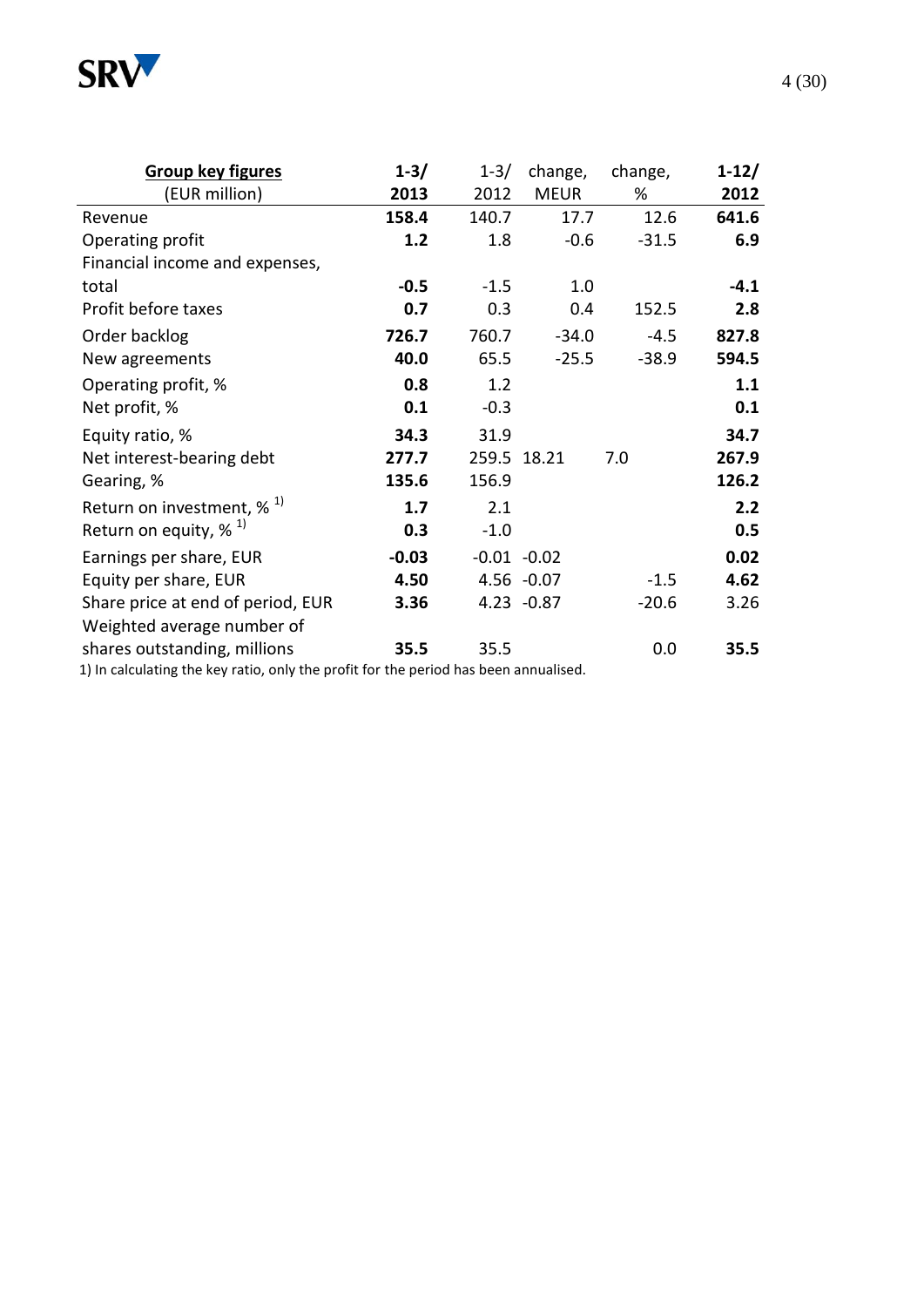| **Group key figures** (EUR million) | **1-3/ 2013** | 1-3/ 2012 | change, MEUR | change, % | **1-12/ 2012** |
|---|---|---|---|---|---|
| Revenue | **158.4** | 140.7 | 17.7 | 12.6 | **641.6** |
| Operating profit | **1.2** | 1.8 | -0.6 | -31.5 | **6.9** |
| Financial income and expenses, total | **-0.5** | -1.5 | 1.0 | | **-4.1** |
| Profit before taxes | **0.7** | 0.3 | 0.4 | 152.5 | **2.8** |
| Order backlog | **726.7** | 760.7 | -34.0 | -4.5 | **827.8** |
| New agreements | **40.0** | 65.5 | -25.5 | -38.9 | **594.5** |
| Operating profit, % | **0.8** | 1.2 | | | **1.1** |
| Net profit, % | **0.1** | -0.3 | | | **0.1** |
| Equity ratio, % | **34.3** | 31.9 | | | **34.7** |
| Net interest-bearing debt | **277.7** | 259.5 | 18.21 | 7.0 | **267.9** |
| Gearing, % | **135.6** | 156.9 | | | **126.2** |
| Return on investment, % [1)] | **1.7** | 2.1 | | | **2.2** |
| Return on equity, % [1)] | **0.3** | -1.0 | | | **0.5** |
| Earnings per share, EUR | **-0.03** | -0.01 | -0.02 | | **0.02** |
| Equity per share, EUR | **4.50** | 4.56 | -0.07 | -1.5 | **4.62** |
| Share price at end of period, EUR | **3.36** | 4.23 | -0.87 | -20.6 | 3.26 |
| Weighted average number of shares outstanding, millions | **35.5** | 35.5 | | 0.0 | **35.5** |

1) In calculating the key ratio, only the profit for the period has been annualised.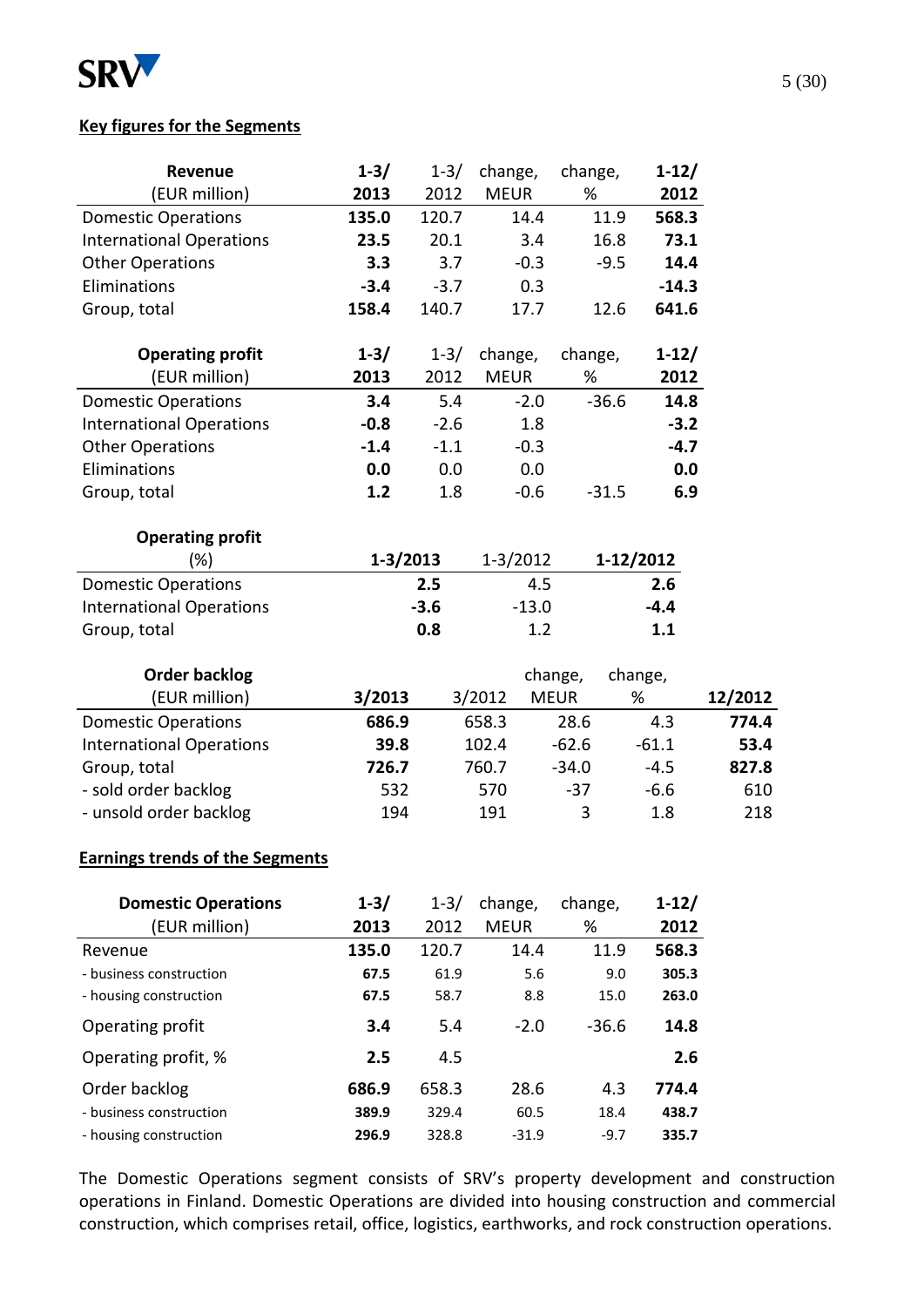## Key figures for the Segments

| Revenue (EUR million) | 1-3/ 2013 | 1-3/ 2012 | change, MEUR | change, % | 1-12/ 2012 |
|---|---|---|---|---|---|
| Domestic Operations | **135.0** | 120.7 | 14.4 | 11.9 | **568.3** |
| International Operations | **23.5** | 20.1 | 3.4 | 16.8 | **73.1** |
| Other Operations | **3.3** | 3.7 | -0.3 | -9.5 | **14.4** |
| Eliminations | **-3.4** | -3.7 | 0.3 | | **-14.3** |
| Group, total | **158.4** | 140.7 | 17.7 | 12.6 | **641.6** |

| Operating profit (EUR million) | 1-3/ 2013 | 1-3/ 2012 | change, MEUR | change, % | 1-12/ 2012 |
|---|---|---|---|---|---|
| Domestic Operations | **3.4** | 5.4 | -2.0 | -36.6 | **14.8** |
| International Operations | **-0.8** | -2.6 | 1.8 | | **-3.2** |
| Other Operations | **-1.4** | -1.1 | -0.3 | | **-4.7** |
| Eliminations | **0.0** | 0.0 | 0.0 | | **0.0** |
| Group, total | **1.2** | 1.8 | -0.6 | -31.5 | **6.9** |

| Operating profit (%) | 1-3/2013 | 1-3/2012 | 1-12/2012 |
|---|---|---|---|
| Domestic Operations | **2.5** | 4.5 | **2.6** |
| International Operations | **-3.6** | -13.0 | **-4.4** |
| Group, total | **0.8** | 1.2 | **1.1** |

| Order backlog (EUR million) | 3/2013 | 3/2012 | change, MEUR | change, % | 12/2012 |
|---|---|---|---|---|---|
| Domestic Operations | **686.9** | 658.3 | 28.6 | 4.3 | **774.4** |
| International Operations | **39.8** | 102.4 | -62.6 | -61.1 | **53.4** |
| Group, total | **726.7** | 760.7 | -34.0 | -4.5 | **827.8** |
| - sold order backlog | 532 | 570 | -37 | -6.6 | 610 |
| - unsold order backlog | 194 | 191 | 3 | 1.8 | 218 |

## Earnings trends of the Segments

| Domestic Operations (EUR million) | 1-3/ 2013 | 1-3/ 2012 | change, MEUR | change, % | 1-12/ 2012 |
|---|---|---|---|---|---|
| Revenue | **135.0** | 120.7 | 14.4 | 11.9 | **568.3** |
| - business construction | **67.5** | 61.9 | 5.6 | 9.0 | **305.3** |
| - housing construction | **67.5** | 58.7 | 8.8 | 15.0 | **263.0** |
| Operating profit | **3.4** | 5.4 | -2.0 | -36.6 | **14.8** |
| Operating profit, % | **2.5** | 4.5 | | | **2.6** |
| Order backlog | **686.9** | 658.3 | 28.6 | 4.3 | **774.4** |
| - business construction | **389.9** | 329.4 | 60.5 | 18.4 | **438.7** |
| - housing construction | **296.9** | 328.8 | -31.9 | -9.7 | **335.7** |

The Domestic Operations segment consists of SRV's property development and construction operations in Finland. Domestic Operations are divided into housing construction and commercial construction, which comprises retail, office, logistics, earthworks, and rock construction operations.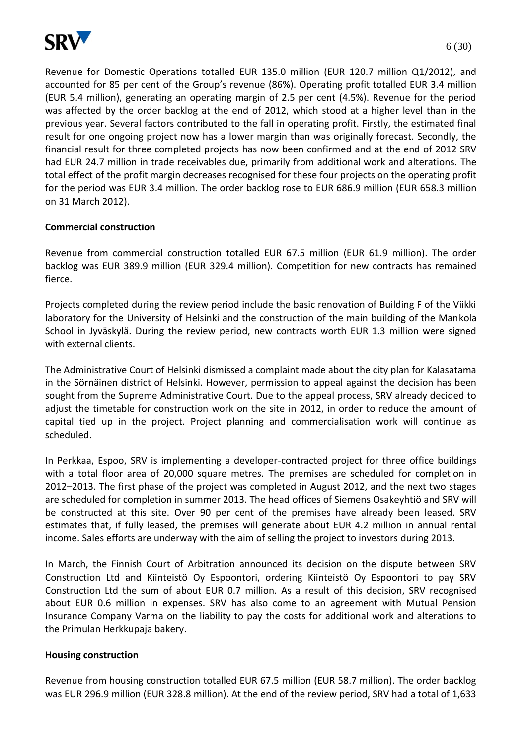Revenue for Domestic Operations totalled EUR 135.0 million (EUR 120.7 million Q1/2012), and accounted for 85 per cent of the Group's revenue (86%). Operating profit totalled EUR 3.4 million (EUR 5.4 million), generating an operating margin of 2.5 per cent (4.5%). Revenue for the period was affected by the order backlog at the end of 2012, which stood at a higher level than in the previous year. Several factors contributed to the fall in operating profit. Firstly, the estimated final result for one ongoing project now has a lower margin than was originally forecast. Secondly, the financial result for three completed projects has now been confirmed and at the end of 2012 SRV had EUR 24.7 million in trade receivables due, primarily from additional work and alterations. The total effect of the profit margin decreases recognised for these four projects on the operating profit for the period was EUR 3.4 million. The order backlog rose to EUR 686.9 million (EUR 658.3 million on 31 March 2012).

**Commercial construction**

Revenue from commercial construction totalled EUR 67.5 million (EUR 61.9 million). The order backlog was EUR 389.9 million (EUR 329.4 million). Competition for new contracts has remained fierce.

Projects completed during the review period include the basic renovation of Building F of the Viikki laboratory for the University of Helsinki and the construction of the main building of the Mankola School in Jyväskylä. During the review period, new contracts worth EUR 1.3 million were signed with external clients.

The Administrative Court of Helsinki dismissed a complaint made about the city plan for Kalasatama in the Sörnäinen district of Helsinki. However, permission to appeal against the decision has been sought from the Supreme Administrative Court. Due to the appeal process, SRV already decided to adjust the timetable for construction work on the site in 2012, in order to reduce the amount of capital tied up in the project. Project planning and commercialisation work will continue as scheduled.

In Perkkaa, Espoo, SRV is implementing a developer-contracted project for three office buildings with a total floor area of 20,000 square metres. The premises are scheduled for completion in 2012–2013. The first phase of the project was completed in August 2012, and the next two stages are scheduled for completion in summer 2013. The head offices of Siemens Osakeyhtiö and SRV will be constructed at this site. Over 90 per cent of the premises have already been leased. SRV estimates that, if fully leased, the premises will generate about EUR 4.2 million in annual rental income. Sales efforts are underway with the aim of selling the project to investors during 2013.

In March, the Finnish Court of Arbitration announced its decision on the dispute between SRV Construction Ltd and Kiinteistö Oy Espoontori, ordering Kiinteistö Oy Espoontori to pay SRV Construction Ltd the sum of about EUR 0.7 million. As a result of this decision, SRV recognised about EUR 0.6 million in expenses. SRV has also come to an agreement with Mutual Pension Insurance Company Varma on the liability to pay the costs for additional work and alterations to the Primulan Herkkupaja bakery.

**Housing construction**

Revenue from housing construction totalled EUR 67.5 million (EUR 58.7 million). The order backlog was EUR 296.9 million (EUR 328.8 million). At the end of the review period, SRV had a total of 1,633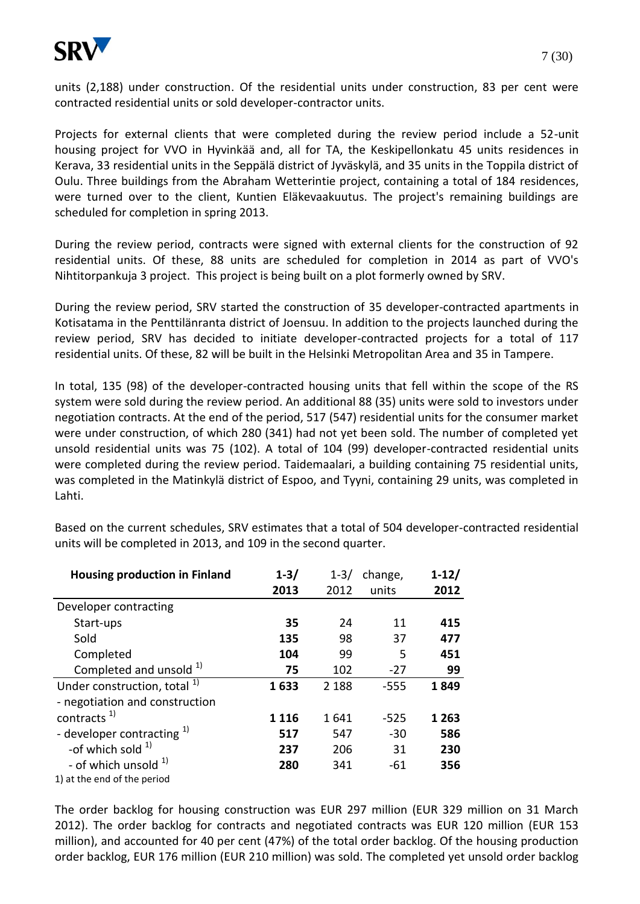units (2,188) under construction. Of the residential units under construction, 83 per cent were contracted residential units or sold developer-contractor units.

Projects for external clients that were completed during the review period include a 52-unit housing project for VVO in Hyvinkää and, all for TA, the Keskipellonkatu 45 units residences in Kerava, 33 residential units in the Seppälä district of Jyväskylä, and 35 units in the Toppila district of Oulu. Three buildings from the Abraham Wetterintie project, containing a total of 184 residences, were turned over to the client, Kuntien Eläkevaakuutus. The project's remaining buildings are scheduled for completion in spring 2013.

During the review period, contracts were signed with external clients for the construction of 92 residential units. Of these, 88 units are scheduled for completion in 2014 as part of VVO's Nihtitorpankuja 3 project. This project is being built on a plot formerly owned by SRV.

During the review period, SRV started the construction of 35 developer-contracted apartments in Kotisatama in the Penttilänranta district of Joensuu. In addition to the projects launched during the review period, SRV has decided to initiate developer-contracted projects for a total of 117 residential units. Of these, 82 will be built in the Helsinki Metropolitan Area and 35 in Tampere.

In total, 135 (98) of the developer-contracted housing units that fell within the scope of the RS system were sold during the review period. An additional 88 (35) units were sold to investors under negotiation contracts. At the end of the period, 517 (547) residential units for the consumer market were under construction, of which 280 (341) had not yet been sold. The number of completed yet unsold residential units was 75 (102). A total of 104 (99) developer-contracted residential units were completed during the review period. Taidemaalari, a building containing 75 residential units, was completed in the Matinkylä district of Espoo, and Tyyni, containing 29 units, was completed in Lahti.

Based on the current schedules, SRV estimates that a total of 504 developer-contracted residential units will be completed in 2013, and 109 in the second quarter.

| **Housing production in Finland** | **1-3/ 2013** | 1-3/ 2012 | change, units | **1-12/ 2012** |
|---|---|---|---|---|
| Developer contracting | | | | |
| Start-ups | **35** | 24 | 11 | **415** |
| Sold | **135** | 98 | 37 | **477** |
| Completed | **104** | 99 | 5 | **451** |
| Completed and unsold [1] | **75** | 102 | -27 | **99** |
| Under construction, total [1] | **1 633** | 2 188 | -555 | **1 849** |
| - negotiation and construction contracts [1] | **1 116** | 1 641 | -525 | **1 263** |
| - developer contracting [1] | **517** | 547 | -30 | **586** |
| -of which sold [1] | **237** | 206 | 31 | **230** |
| - of which unsold [1] | **280** | 341 | -61 | **356** |

1) at the end of the period

The order backlog for housing construction was EUR 297 million (EUR 329 million on 31 March 2012). The order backlog for contracts and negotiated contracts was EUR 120 million (EUR 153 million), and accounted for 40 per cent (47%) of the total order backlog. Of the housing production order backlog, EUR 176 million (EUR 210 million) was sold. The completed yet unsold order backlog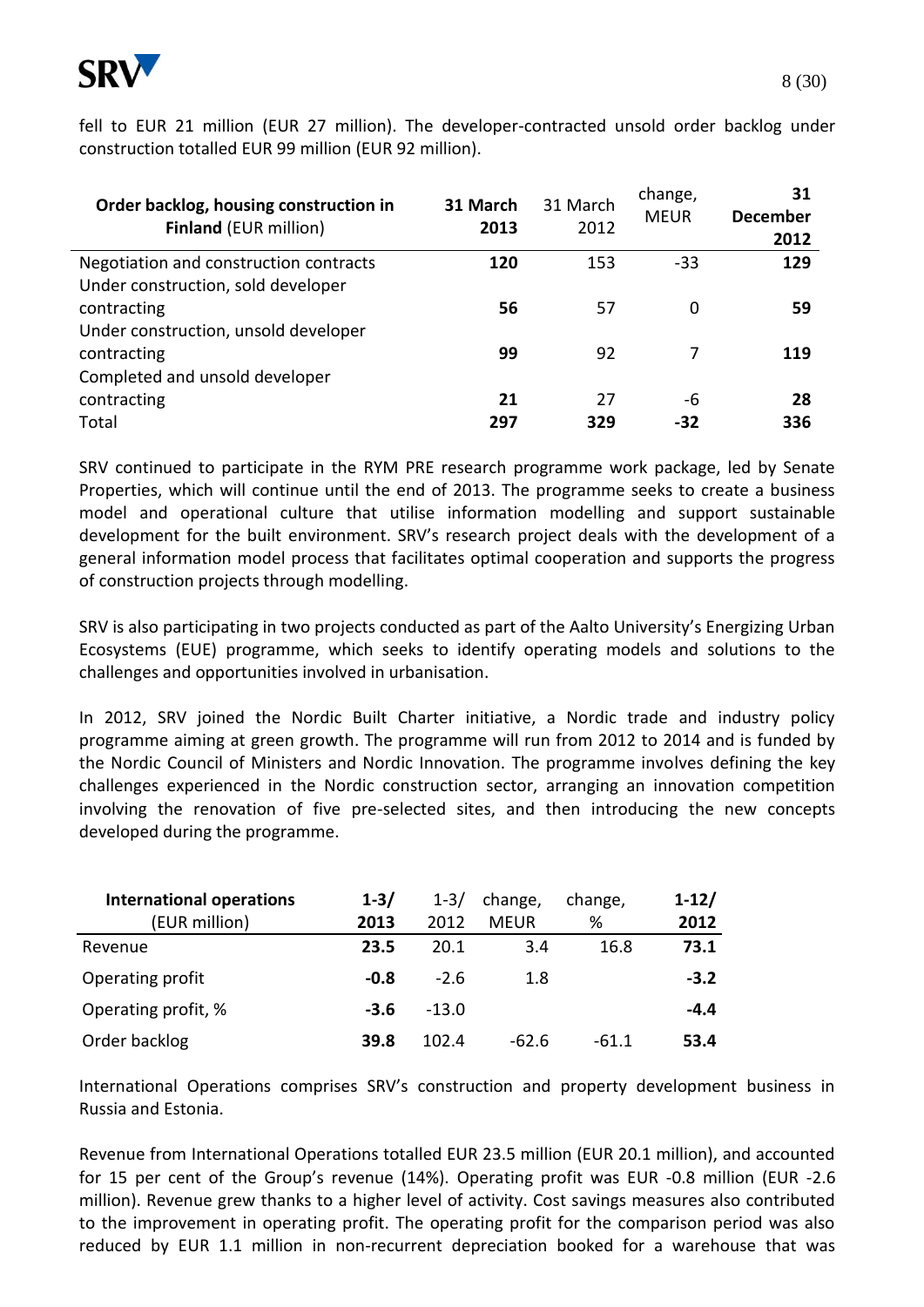fell to EUR 21 million (EUR 27 million). The developer-contracted unsold order backlog under construction totalled EUR 99 million (EUR 92 million).

| **Order backlog, housing construction in Finland** (EUR million) | **31 March 2013** | 31 March 2012 | change, MEUR | **31 December 2012** |
|---|---|---|---|---|
| Negotiation and construction contracts | **120** | 153 | -33 | **129** |
| Under construction, sold developer contracting | **56** | 57 | 0 | **59** |
| Under construction, unsold developer contracting | **99** | 92 | 7 | **119** |
| Completed and unsold developer contracting | **21** | 27 | -6 | **28** |
| Total | **297** | **329** | **-32** | **336** |

SRV continued to participate in the RYM PRE research programme work package, led by Senate Properties, which will continue until the end of 2013. The programme seeks to create a business model and operational culture that utilise information modelling and support sustainable development for the built environment. SRV's research project deals with the development of a general information model process that facilitates optimal cooperation and supports the progress of construction projects through modelling.

SRV is also participating in two projects conducted as part of the Aalto University's Energizing Urban Ecosystems (EUE) programme, which seeks to identify operating models and solutions to the challenges and opportunities involved in urbanisation.

In 2012, SRV joined the Nordic Built Charter initiative, a Nordic trade and industry policy programme aiming at green growth. The programme will run from 2012 to 2014 and is funded by the Nordic Council of Ministers and Nordic Innovation. The programme involves defining the key challenges experienced in the Nordic construction sector, arranging an innovation competition involving the renovation of five pre-selected sites, and then introducing the new concepts developed during the programme.

| **International operations** (EUR million) | **1-3/ 2013** | 1-3/ 2012 | change, MEUR | change, % | **1-12/ 2012** |
|---|---|---|---|---|---|
| Revenue | **23.5** | 20.1 | 3.4 | 16.8 | **73.1** |
| Operating profit | **-0.8** | -2.6 | 1.8 | | **-3.2** |
| Operating profit, % | **-3.6** | -13.0 | | | **-4.4** |
| Order backlog | **39.8** | 102.4 | -62.6 | -61.1 | **53.4** |

International Operations comprises SRV's construction and property development business in Russia and Estonia.

Revenue from International Operations totalled EUR 23.5 million (EUR 20.1 million), and accounted for 15 per cent of the Group's revenue (14%). Operating profit was EUR -0.8 million (EUR -2.6 million). Revenue grew thanks to a higher level of activity. Cost savings measures also contributed to the improvement in operating profit. The operating profit for the comparison period was also reduced by EUR 1.1 million in non-recurrent depreciation booked for a warehouse that was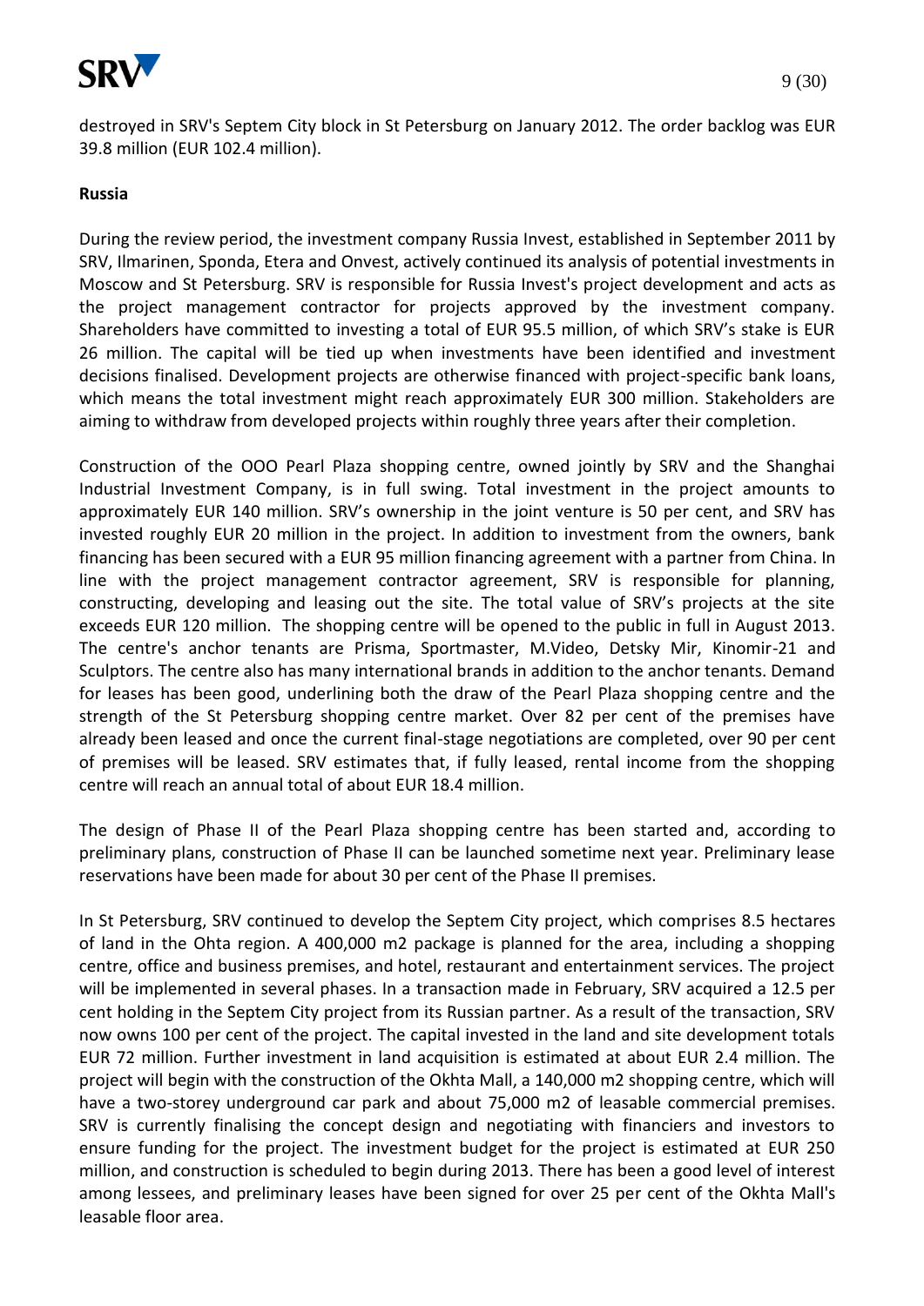destroyed in SRV's Septem City block in St Petersburg on January 2012. The order backlog was EUR 39.8 million (EUR 102.4 million).

**Russia**

During the review period, the investment company Russia Invest, established in September 2011 by SRV, Ilmarinen, Sponda, Etera and Onvest, actively continued its analysis of potential investments in Moscow and St Petersburg. SRV is responsible for Russia Invest's project development and acts as the project management contractor for projects approved by the investment company. Shareholders have committed to investing a total of EUR 95.5 million, of which SRV's stake is EUR 26 million. The capital will be tied up when investments have been identified and investment decisions finalised. Development projects are otherwise financed with project-specific bank loans, which means the total investment might reach approximately EUR 300 million. Stakeholders are aiming to withdraw from developed projects within roughly three years after their completion.

Construction of the OOO Pearl Plaza shopping centre, owned jointly by SRV and the Shanghai Industrial Investment Company, is in full swing. Total investment in the project amounts to approximately EUR 140 million. SRV's ownership in the joint venture is 50 per cent, and SRV has invested roughly EUR 20 million in the project. In addition to investment from the owners, bank financing has been secured with a EUR 95 million financing agreement with a partner from China. In line with the project management contractor agreement, SRV is responsible for planning, constructing, developing and leasing out the site. The total value of SRV's projects at the site exceeds EUR 120 million. The shopping centre will be opened to the public in full in August 2013. The centre's anchor tenants are Prisma, Sportmaster, M.Video, Detsky Mir, Kinomir-21 and Sculptors. The centre also has many international brands in addition to the anchor tenants. Demand for leases has been good, underlining both the draw of the Pearl Plaza shopping centre and the strength of the St Petersburg shopping centre market. Over 82 per cent of the premises have already been leased and once the current final-stage negotiations are completed, over 90 per cent of premises will be leased. SRV estimates that, if fully leased, rental income from the shopping centre will reach an annual total of about EUR 18.4 million.

The design of Phase II of the Pearl Plaza shopping centre has been started and, according to preliminary plans, construction of Phase II can be launched sometime next year. Preliminary lease reservations have been made for about 30 per cent of the Phase II premises.

In St Petersburg, SRV continued to develop the Septem City project, which comprises 8.5 hectares of land in the Ohta region. A 400,000 m2 package is planned for the area, including a shopping centre, office and business premises, and hotel, restaurant and entertainment services. The project will be implemented in several phases. In a transaction made in February, SRV acquired a 12.5 per cent holding in the Septem City project from its Russian partner. As a result of the transaction, SRV now owns 100 per cent of the project. The capital invested in the land and site development totals EUR 72 million. Further investment in land acquisition is estimated at about EUR 2.4 million. The project will begin with the construction of the Okhta Mall, a 140,000 m2 shopping centre, which will have a two-storey underground car park and about 75,000 m2 of leasable commercial premises. SRV is currently finalising the concept design and negotiating with financiers and investors to ensure funding for the project. The investment budget for the project is estimated at EUR 250 million, and construction is scheduled to begin during 2013. There has been a good level of interest among lessees, and preliminary leases have been signed for over 25 per cent of the Okhta Mall's leasable floor area.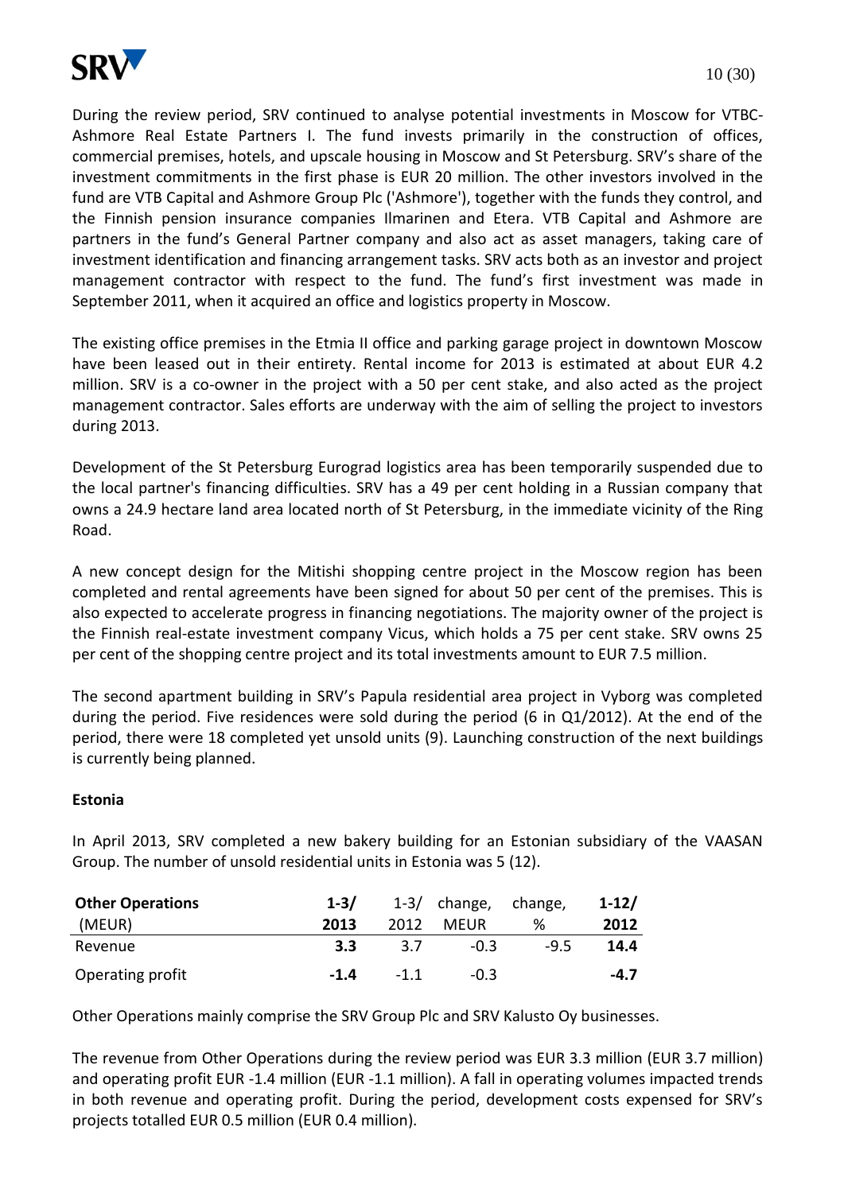During the review period, SRV continued to analyse potential investments in Moscow for VTBC-Ashmore Real Estate Partners I. The fund invests primarily in the construction of offices, commercial premises, hotels, and upscale housing in Moscow and St Petersburg. SRV's share of the investment commitments in the first phase is EUR 20 million. The other investors involved in the fund are VTB Capital and Ashmore Group Plc ('Ashmore'), together with the funds they control, and the Finnish pension insurance companies Ilmarinen and Etera. VTB Capital and Ashmore are partners in the fund's General Partner company and also act as asset managers, taking care of investment identification and financing arrangement tasks. SRV acts both as an investor and project management contractor with respect to the fund. The fund's first investment was made in September 2011, when it acquired an office and logistics property in Moscow.

The existing office premises in the Etmia II office and parking garage project in downtown Moscow have been leased out in their entirety. Rental income for 2013 is estimated at about EUR 4.2 million. SRV is a co-owner in the project with a 50 per cent stake, and also acted as the project management contractor. Sales efforts are underway with the aim of selling the project to investors during 2013.

Development of the St Petersburg Eurograd logistics area has been temporarily suspended due to the local partner's financing difficulties. SRV has a 49 per cent holding in a Russian company that owns a 24.9 hectare land area located north of St Petersburg, in the immediate vicinity of the Ring Road.

A new concept design for the Mitishi shopping centre project in the Moscow region has been completed and rental agreements have been signed for about 50 per cent of the premises. This is also expected to accelerate progress in financing negotiations. The majority owner of the project is the Finnish real-estate investment company Vicus, which holds a 75 per cent stake. SRV owns 25 per cent of the shopping centre project and its total investments amount to EUR 7.5 million.

The second apartment building in SRV's Papula residential area project in Vyborg was completed during the period. Five residences were sold during the period (6 in Q1/2012). At the end of the period, there were 18 completed yet unsold units (9). Launching construction of the next buildings is currently being planned.

**Estonia**

In April 2013, SRV completed a new bakery building for an Estonian subsidiary of the VAASAN Group. The number of unsold residential units in Estonia was 5 (12).

| **Other Operations** (MEUR) | **1-3/ 2013** | 1-3/ 2012 | change, MEUR | change, % | **1-12/ 2012** |
|---|---|---|---|---|---|
| Revenue | **3.3** | 3.7 | -0.3 | -9.5 | **14.4** |
| Operating profit | **-1.4** | -1.1 | -0.3 | | **-4.7** |

Other Operations mainly comprise the SRV Group Plc and SRV Kalusto Oy businesses.

The revenue from Other Operations during the review period was EUR 3.3 million (EUR 3.7 million) and operating profit EUR -1.4 million (EUR -1.1 million). A fall in operating volumes impacted trends in both revenue and operating profit. During the period, development costs expensed for SRV's projects totalled EUR 0.5 million (EUR 0.4 million).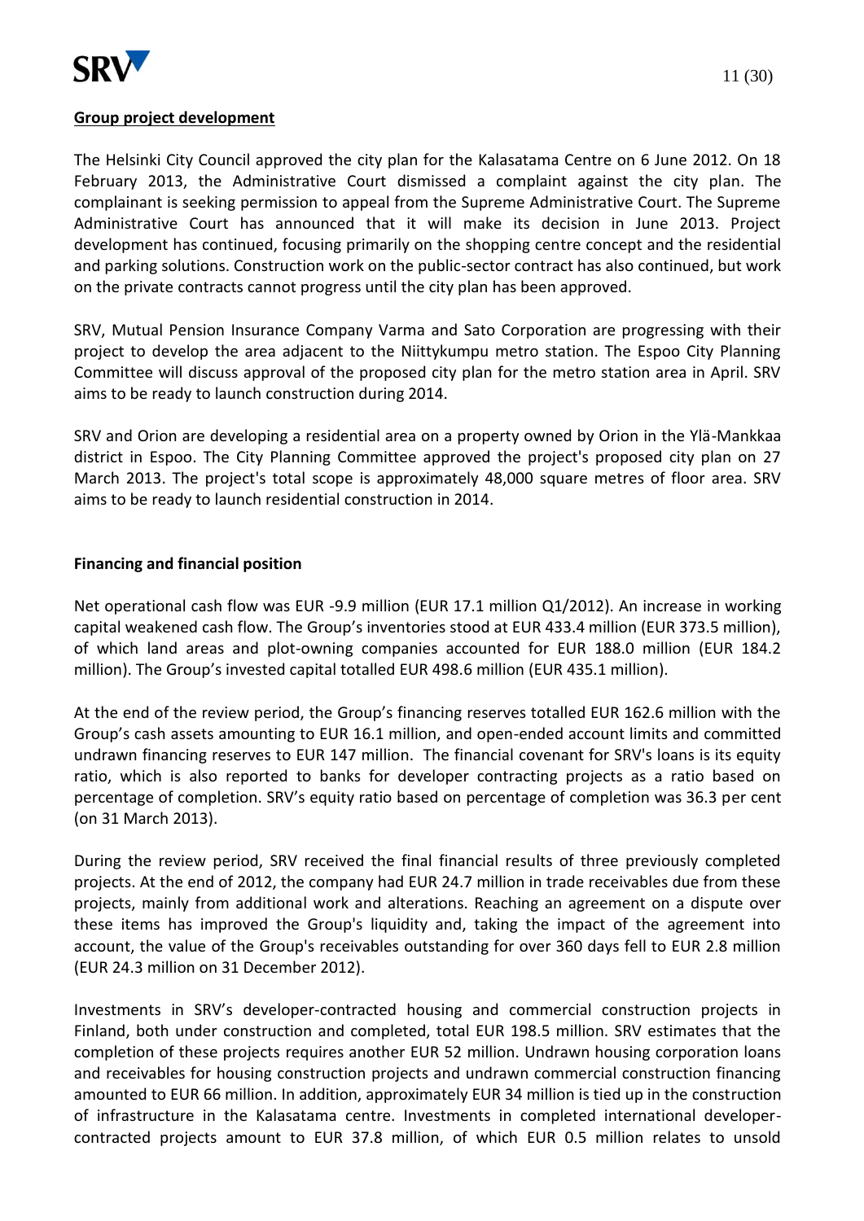**Group project development**

The Helsinki City Council approved the city plan for the Kalasatama Centre on 6 June 2012. On 18 February 2013, the Administrative Court dismissed a complaint against the city plan. The complainant is seeking permission to appeal from the Supreme Administrative Court. The Supreme Administrative Court has announced that it will make its decision in June 2013. Project development has continued, focusing primarily on the shopping centre concept and the residential and parking solutions. Construction work on the public-sector contract has also continued, but work on the private contracts cannot progress until the city plan has been approved.

SRV, Mutual Pension Insurance Company Varma and Sato Corporation are progressing with their project to develop the area adjacent to the Niittykumpu metro station. The Espoo City Planning Committee will discuss approval of the proposed city plan for the metro station area in April. SRV aims to be ready to launch construction during 2014.

SRV and Orion are developing a residential area on a property owned by Orion in the Ylä-Mankkaa district in Espoo. The City Planning Committee approved the project's proposed city plan on 27 March 2013. The project's total scope is approximately 48,000 square metres of floor area. SRV aims to be ready to launch residential construction in 2014.

**Financing and financial position**

Net operational cash flow was EUR -9.9 million (EUR 17.1 million Q1/2012). An increase in working capital weakened cash flow. The Group's inventories stood at EUR 433.4 million (EUR 373.5 million), of which land areas and plot-owning companies accounted for EUR 188.0 million (EUR 184.2 million). The Group's invested capital totalled EUR 498.6 million (EUR 435.1 million).

At the end of the review period, the Group's financing reserves totalled EUR 162.6 million with the Group's cash assets amounting to EUR 16.1 million, and open-ended account limits and committed undrawn financing reserves to EUR 147 million. The financial covenant for SRV's loans is its equity ratio, which is also reported to banks for developer contracting projects as a ratio based on percentage of completion. SRV's equity ratio based on percentage of completion was 36.3 per cent (on 31 March 2013).

During the review period, SRV received the final financial results of three previously completed projects. At the end of 2012, the company had EUR 24.7 million in trade receivables due from these projects, mainly from additional work and alterations. Reaching an agreement on a dispute over these items has improved the Group's liquidity and, taking the impact of the agreement into account, the value of the Group's receivables outstanding for over 360 days fell to EUR 2.8 million (EUR 24.3 million on 31 December 2012).

Investments in SRV's developer-contracted housing and commercial construction projects in Finland, both under construction and completed, total EUR 198.5 million. SRV estimates that the completion of these projects requires another EUR 52 million. Undrawn housing corporation loans and receivables for housing construction projects and undrawn commercial construction financing amounted to EUR 66 million. In addition, approximately EUR 34 million is tied up in the construction of infrastructure in the Kalasatama centre. Investments in completed international developer-contracted projects amount to EUR 37.8 million, of which EUR 0.5 million relates to unsold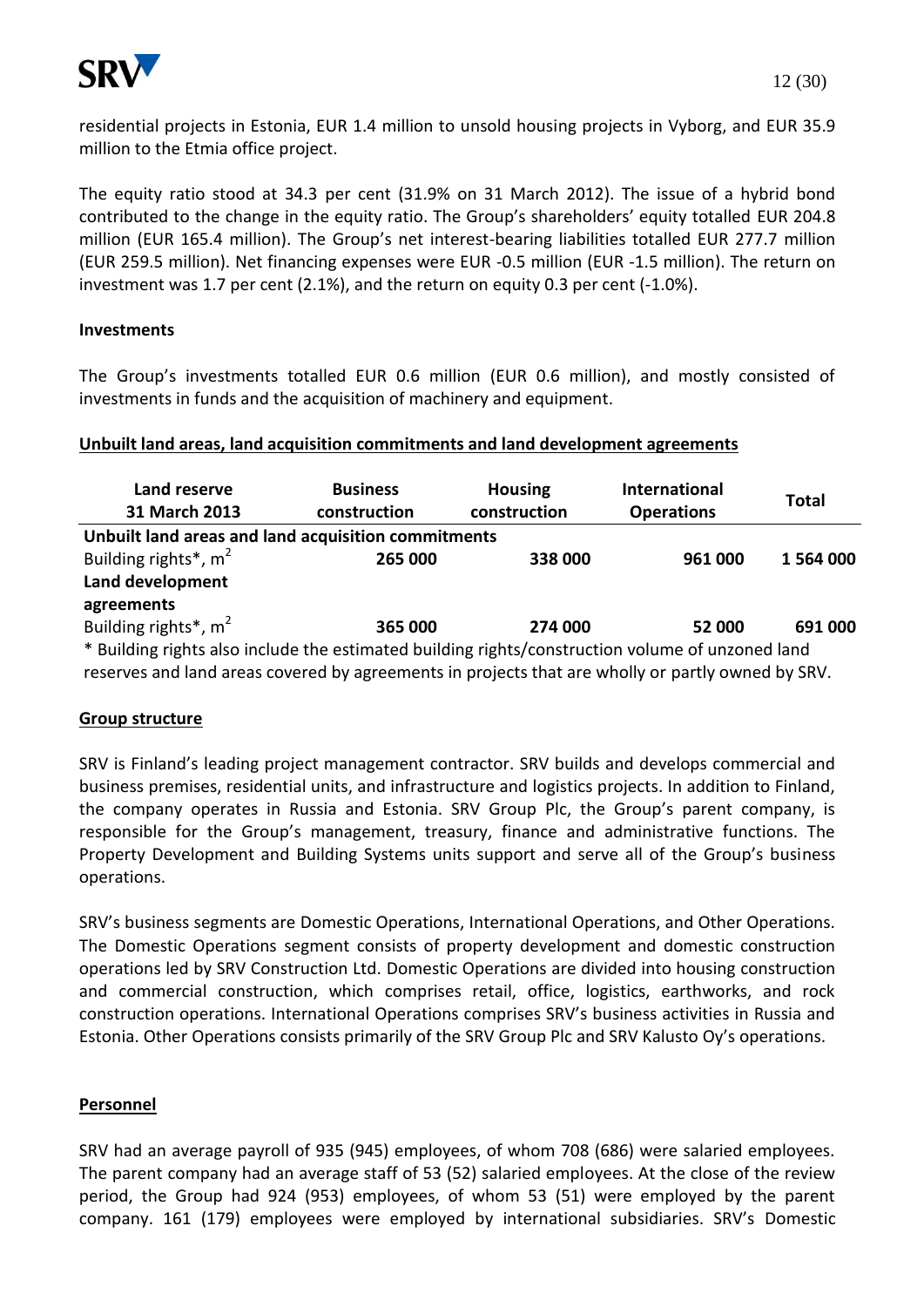residential projects in Estonia, EUR 1.4 million to unsold housing projects in Vyborg, and EUR 35.9 million to the Etmia office project.

The equity ratio stood at 34.3 per cent (31.9% on 31 March 2012). The issue of a hybrid bond contributed to the change in the equity ratio. The Group's shareholders' equity totalled EUR 204.8 million (EUR 165.4 million). The Group's net interest-bearing liabilities totalled EUR 277.7 million (EUR 259.5 million). Net financing expenses were EUR -0.5 million (EUR -1.5 million). The return on investment was 1.7 per cent (2.1%), and the return on equity 0.3 per cent (-1.0%).

**Investments**

The Group's investments totalled EUR 0.6 million (EUR 0.6 million), and mostly consisted of investments in funds and the acquisition of machinery and equipment.

**Unbuilt land areas, land acquisition commitments and land development agreements**

| Land reserve 31 March 2013 | Business construction | Housing construction | International Operations | Total |
|---|---|---|---|---|
| **Unbuilt land areas and land acquisition commitments** | | | | |
| Building rights*, $m^2$ | **265 000** | **338 000** | **961 000** | **1 564 000** |
| **Land development agreements** | | | | |
| Building rights*, $m^2$ | **365 000** | **274 000** | **52 000** | **691 000** |

* Building rights also include the estimated building rights/construction volume of unzoned land reserves and land areas covered by agreements in projects that are wholly or partly owned by SRV.

**Group structure**

SRV is Finland's leading project management contractor. SRV builds and develops commercial and business premises, residential units, and infrastructure and logistics projects. In addition to Finland, the company operates in Russia and Estonia. SRV Group Plc, the Group's parent company, is responsible for the Group's management, treasury, finance and administrative functions. The Property Development and Building Systems units support and serve all of the Group's business operations.

SRV's business segments are Domestic Operations, International Operations, and Other Operations. The Domestic Operations segment consists of property development and domestic construction operations led by SRV Construction Ltd. Domestic Operations are divided into housing construction and commercial construction, which comprises retail, office, logistics, earthworks, and rock construction operations. International Operations comprises SRV's business activities in Russia and Estonia. Other Operations consists primarily of the SRV Group Plc and SRV Kalusto Oy's operations.

**Personnel**

SRV had an average payroll of 935 (945) employees, of whom 708 (686) were salaried employees. The parent company had an average staff of 53 (52) salaried employees. At the close of the review period, the Group had 924 (953) employees, of whom 53 (51) were employed by the parent company. 161 (179) employees were employed by international subsidiaries. SRV's Domestic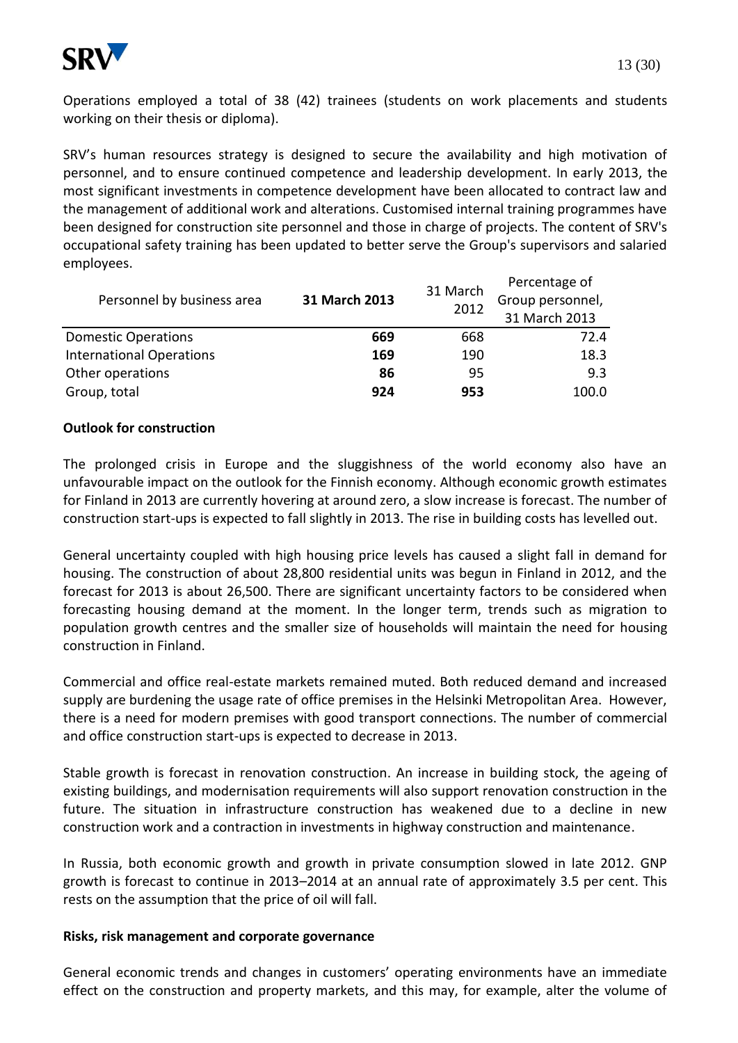Operations employed a total of 38 (42) trainees (students on work placements and students working on their thesis or diploma).

SRV's human resources strategy is designed to secure the availability and high motivation of personnel, and to ensure continued competence and leadership development. In early 2013, the most significant investments in competence development have been allocated to contract law and the management of additional work and alterations. Customised internal training programmes have been designed for construction site personnel and those in charge of projects. The content of SRV's occupational safety training has been updated to better serve the Group's supervisors and salaried employees.

| Personnel by business area | **31 March 2013** | 31 March 2012 | Percentage of Group personnel, 31 March 2013 |
|---|---|---|---|
| Domestic Operations | **669** | 668 | 72.4 |
| International Operations | **169** | 190 | 18.3 |
| Other operations | **86** | 95 | 9.3 |
| Group, total | **924** | **953** | 100.0 |

**Outlook for construction**

The prolonged crisis in Europe and the sluggishness of the world economy also have an unfavourable impact on the outlook for the Finnish economy. Although economic growth estimates for Finland in 2013 are currently hovering at around zero, a slow increase is forecast. The number of construction start-ups is expected to fall slightly in 2013. The rise in building costs has levelled out.

General uncertainty coupled with high housing price levels has caused a slight fall in demand for housing. The construction of about 28,800 residential units was begun in Finland in 2012, and the forecast for 2013 is about 26,500. There are significant uncertainty factors to be considered when forecasting housing demand at the moment. In the longer term, trends such as migration to population growth centres and the smaller size of households will maintain the need for housing construction in Finland.

Commercial and office real-estate markets remained muted. Both reduced demand and increased supply are burdening the usage rate of office premises in the Helsinki Metropolitan Area. However, there is a need for modern premises with good transport connections. The number of commercial and office construction start-ups is expected to decrease in 2013.

Stable growth is forecast in renovation construction. An increase in building stock, the ageing of existing buildings, and modernisation requirements will also support renovation construction in the future. The situation in infrastructure construction has weakened due to a decline in new construction work and a contraction in investments in highway construction and maintenance.

In Russia, both economic growth and growth in private consumption slowed in late 2012. GNP growth is forecast to continue in 2013–2014 at an annual rate of approximately 3.5 per cent. This rests on the assumption that the price of oil will fall.

**Risks, risk management and corporate governance**

General economic trends and changes in customers' operating environments have an immediate effect on the construction and property markets, and this may, for example, alter the volume of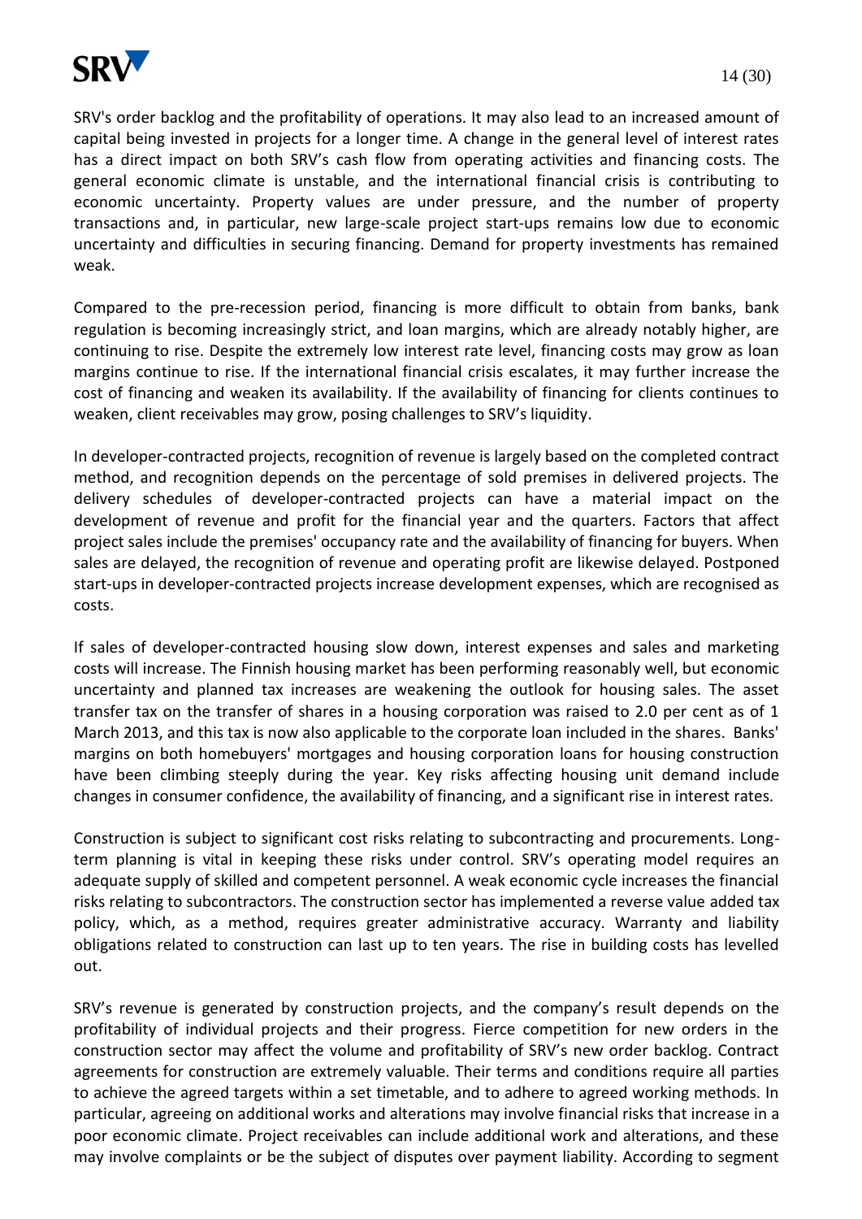SRV's order backlog and the profitability of operations. It may also lead to an increased amount of capital being invested in projects for a longer time. A change in the general level of interest rates has a direct impact on both SRV's cash flow from operating activities and financing costs. The general economic climate is unstable, and the international financial crisis is contributing to economic uncertainty. Property values are under pressure, and the number of property transactions and, in particular, new large-scale project start-ups remains low due to economic uncertainty and difficulties in securing financing. Demand for property investments has remained weak.

Compared to the pre-recession period, financing is more difficult to obtain from banks, bank regulation is becoming increasingly strict, and loan margins, which are already notably higher, are continuing to rise. Despite the extremely low interest rate level, financing costs may grow as loan margins continue to rise. If the international financial crisis escalates, it may further increase the cost of financing and weaken its availability. If the availability of financing for clients continues to weaken, client receivables may grow, posing challenges to SRV's liquidity.

In developer-contracted projects, recognition of revenue is largely based on the completed contract method, and recognition depends on the percentage of sold premises in delivered projects. The delivery schedules of developer-contracted projects can have a material impact on the development of revenue and profit for the financial year and the quarters. Factors that affect project sales include the premises' occupancy rate and the availability of financing for buyers. When sales are delayed, the recognition of revenue and operating profit are likewise delayed. Postponed start-ups in developer-contracted projects increase development expenses, which are recognised as costs.

If sales of developer-contracted housing slow down, interest expenses and sales and marketing costs will increase. The Finnish housing market has been performing reasonably well, but economic uncertainty and planned tax increases are weakening the outlook for housing sales. The asset transfer tax on the transfer of shares in a housing corporation was raised to 2.0 per cent as of 1 March 2013, and this tax is now also applicable to the corporate loan included in the shares. Banks' margins on both homebuyers' mortgages and housing corporation loans for housing construction have been climbing steeply during the year. Key risks affecting housing unit demand include changes in consumer confidence, the availability of financing, and a significant rise in interest rates.

Construction is subject to significant cost risks relating to subcontracting and procurements. Long-term planning is vital in keeping these risks under control. SRV's operating model requires an adequate supply of skilled and competent personnel. A weak economic cycle increases the financial risks relating to subcontractors. The construction sector has implemented a reverse value added tax policy, which, as a method, requires greater administrative accuracy. Warranty and liability obligations related to construction can last up to ten years. The rise in building costs has levelled out.

SRV's revenue is generated by construction projects, and the company's result depends on the profitability of individual projects and their progress. Fierce competition for new orders in the construction sector may affect the volume and profitability of SRV's new order backlog. Contract agreements for construction are extremely valuable. Their terms and conditions require all parties to achieve the agreed targets within a set timetable, and to adhere to agreed working methods. In particular, agreeing on additional works and alterations may involve financial risks that increase in a poor economic climate. Project receivables can include additional work and alterations, and these may involve complaints or be the subject of disputes over payment liability. According to segment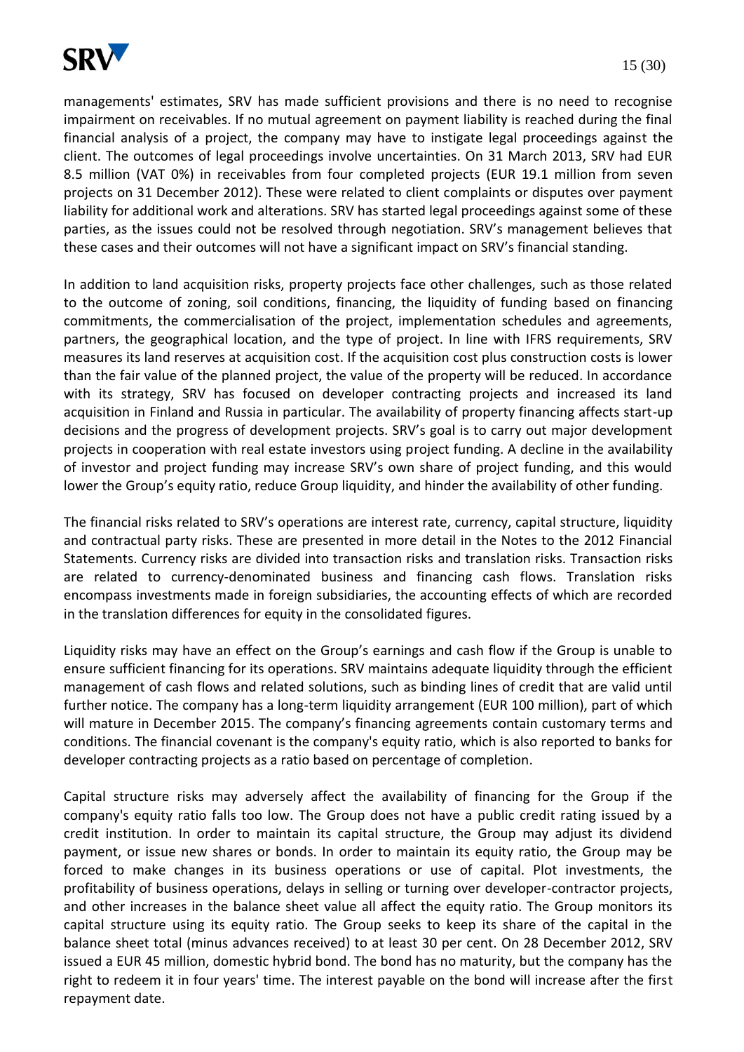managements' estimates, SRV has made sufficient provisions and there is no need to recognise impairment on receivables. If no mutual agreement on payment liability is reached during the final financial analysis of a project, the company may have to instigate legal proceedings against the client. The outcomes of legal proceedings involve uncertainties. On 31 March 2013, SRV had EUR 8.5 million (VAT 0%) in receivables from four completed projects (EUR 19.1 million from seven projects on 31 December 2012). These were related to client complaints or disputes over payment liability for additional work and alterations. SRV has started legal proceedings against some of these parties, as the issues could not be resolved through negotiation. SRV's management believes that these cases and their outcomes will not have a significant impact on SRV's financial standing.

In addition to land acquisition risks, property projects face other challenges, such as those related to the outcome of zoning, soil conditions, financing, the liquidity of funding based on financing commitments, the commercialisation of the project, implementation schedules and agreements, partners, the geographical location, and the type of project. In line with IFRS requirements, SRV measures its land reserves at acquisition cost. If the acquisition cost plus construction costs is lower than the fair value of the planned project, the value of the property will be reduced. In accordance with its strategy, SRV has focused on developer contracting projects and increased its land acquisition in Finland and Russia in particular. The availability of property financing affects start-up decisions and the progress of development projects. SRV's goal is to carry out major development projects in cooperation with real estate investors using project funding. A decline in the availability of investor and project funding may increase SRV's own share of project funding, and this would lower the Group's equity ratio, reduce Group liquidity, and hinder the availability of other funding.

The financial risks related to SRV's operations are interest rate, currency, capital structure, liquidity and contractual party risks. These are presented in more detail in the Notes to the 2012 Financial Statements. Currency risks are divided into transaction risks and translation risks. Transaction risks are related to currency-denominated business and financing cash flows. Translation risks encompass investments made in foreign subsidiaries, the accounting effects of which are recorded in the translation differences for equity in the consolidated figures.

Liquidity risks may have an effect on the Group's earnings and cash flow if the Group is unable to ensure sufficient financing for its operations. SRV maintains adequate liquidity through the efficient management of cash flows and related solutions, such as binding lines of credit that are valid until further notice. The company has a long-term liquidity arrangement (EUR 100 million), part of which will mature in December 2015. The company's financing agreements contain customary terms and conditions. The financial covenant is the company's equity ratio, which is also reported to banks for developer contracting projects as a ratio based on percentage of completion.

Capital structure risks may adversely affect the availability of financing for the Group if the company's equity ratio falls too low. The Group does not have a public credit rating issued by a credit institution. In order to maintain its capital structure, the Group may adjust its dividend payment, or issue new shares or bonds. In order to maintain its equity ratio, the Group may be forced to make changes in its business operations or use of capital. Plot investments, the profitability of business operations, delays in selling or turning over developer-contractor projects, and other increases in the balance sheet value all affect the equity ratio. The Group monitors its capital structure using its equity ratio. The Group seeks to keep its share of the capital in the balance sheet total (minus advances received) to at least 30 per cent. On 28 December 2012, SRV issued a EUR 45 million, domestic hybrid bond. The bond has no maturity, but the company has the right to redeem it in four years' time. The interest payable on the bond will increase after the first repayment date.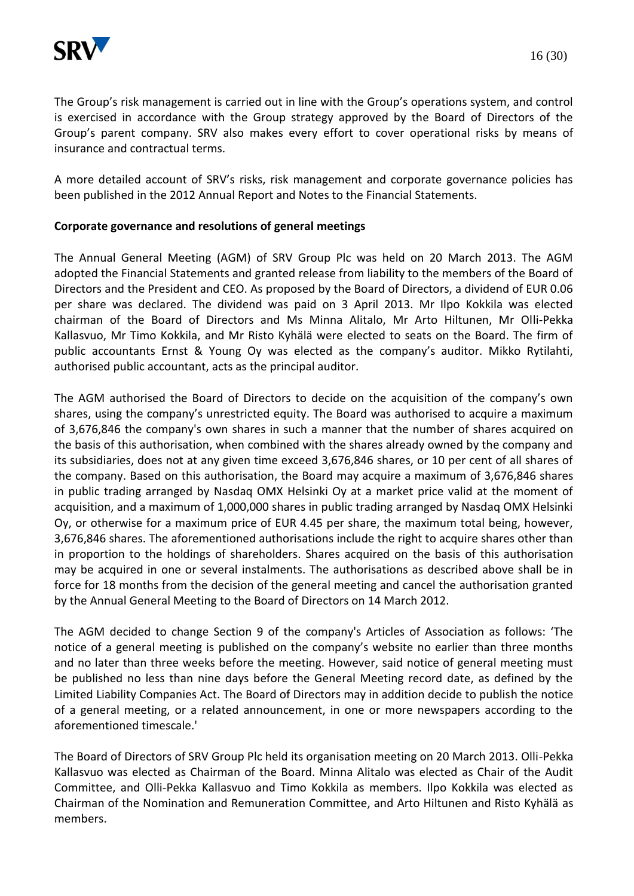The Group's risk management is carried out in line with the Group's operations system, and control is exercised in accordance with the Group strategy approved by the Board of Directors of the Group's parent company. SRV also makes every effort to cover operational risks by means of insurance and contractual terms.

A more detailed account of SRV's risks, risk management and corporate governance policies has been published in the 2012 Annual Report and Notes to the Financial Statements.

**Corporate governance and resolutions of general meetings**

The Annual General Meeting (AGM) of SRV Group Plc was held on 20 March 2013. The AGM adopted the Financial Statements and granted release from liability to the members of the Board of Directors and the President and CEO. As proposed by the Board of Directors, a dividend of EUR 0.06 per share was declared. The dividend was paid on 3 April 2013. Mr Ilpo Kokkila was elected chairman of the Board of Directors and Ms Minna Alitalo, Mr Arto Hiltunen, Mr Olli-Pekka Kallasvuo, Mr Timo Kokkila, and Mr Risto Kyhälä were elected to seats on the Board. The firm of public accountants Ernst & Young Oy was elected as the company's auditor. Mikko Rytilahti, authorised public accountant, acts as the principal auditor.

The AGM authorised the Board of Directors to decide on the acquisition of the company's own shares, using the company's unrestricted equity. The Board was authorised to acquire a maximum of 3,676,846 the company's own shares in such a manner that the number of shares acquired on the basis of this authorisation, when combined with the shares already owned by the company and its subsidiaries, does not at any given time exceed 3,676,846 shares, or 10 per cent of all shares of the company. Based on this authorisation, the Board may acquire a maximum of 3,676,846 shares in public trading arranged by Nasdaq OMX Helsinki Oy at a market price valid at the moment of acquisition, and a maximum of 1,000,000 shares in public trading arranged by Nasdaq OMX Helsinki Oy, or otherwise for a maximum price of EUR 4.45 per share, the maximum total being, however, 3,676,846 shares. The aforementioned authorisations include the right to acquire shares other than in proportion to the holdings of shareholders. Shares acquired on the basis of this authorisation may be acquired in one or several instalments. The authorisations as described above shall be in force for 18 months from the decision of the general meeting and cancel the authorisation granted by the Annual General Meeting to the Board of Directors on 14 March 2012.

The AGM decided to change Section 9 of the company's Articles of Association as follows: 'The notice of a general meeting is published on the company's website no earlier than three months and no later than three weeks before the meeting. However, said notice of general meeting must be published no less than nine days before the General Meeting record date, as defined by the Limited Liability Companies Act. The Board of Directors may in addition decide to publish the notice of a general meeting, or a related announcement, in one or more newspapers according to the aforementioned timescale.'

The Board of Directors of SRV Group Plc held its organisation meeting on 20 March 2013. Olli-Pekka Kallasvuo was elected as Chairman of the Board. Minna Alitalo was elected as Chair of the Audit Committee, and Olli-Pekka Kallasvuo and Timo Kokkila as members. Ilpo Kokkila was elected as Chairman of the Nomination and Remuneration Committee, and Arto Hiltunen and Risto Kyhälä as members.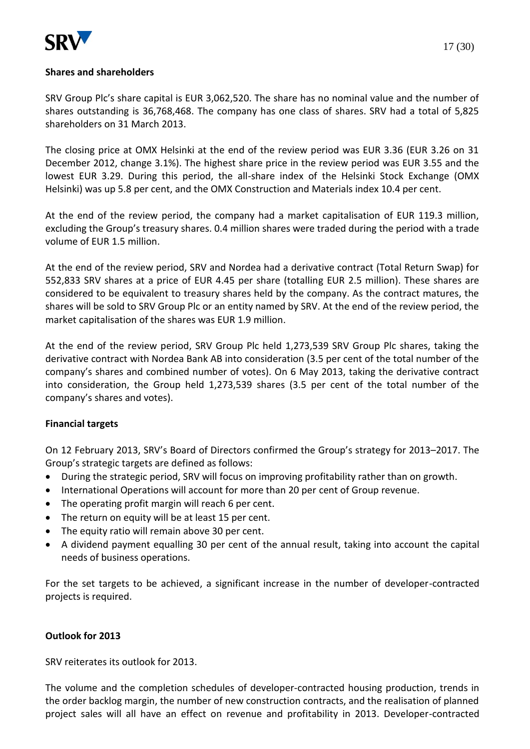**Shares and shareholders**

SRV Group Plc's share capital is EUR 3,062,520. The share has no nominal value and the number of shares outstanding is 36,768,468. The company has one class of shares. SRV had a total of 5,825 shareholders on 31 March 2013.

The closing price at OMX Helsinki at the end of the review period was EUR 3.36 (EUR 3.26 on 31 December 2012, change 3.1%). The highest share price in the review period was EUR 3.55 and the lowest EUR 3.29. During this period, the all-share index of the Helsinki Stock Exchange (OMX Helsinki) was up 5.8 per cent, and the OMX Construction and Materials index 10.4 per cent.

At the end of the review period, the company had a market capitalisation of EUR 119.3 million, excluding the Group's treasury shares. 0.4 million shares were traded during the period with a trade volume of EUR 1.5 million.

At the end of the review period, SRV and Nordea had a derivative contract (Total Return Swap) for 552,833 SRV shares at a price of EUR 4.45 per share (totalling EUR 2.5 million). These shares are considered to be equivalent to treasury shares held by the company. As the contract matures, the shares will be sold to SRV Group Plc or an entity named by SRV. At the end of the review period, the market capitalisation of the shares was EUR 1.9 million.

At the end of the review period, SRV Group Plc held 1,273,539 SRV Group Plc shares, taking the derivative contract with Nordea Bank AB into consideration (3.5 per cent of the total number of the company's shares and combined number of votes). On 6 May 2013, taking the derivative contract into consideration, the Group held 1,273,539 shares (3.5 per cent of the total number of the company's shares and votes).

**Financial targets**

On 12 February 2013, SRV's Board of Directors confirmed the Group's strategy for 2013–2017. The Group's strategic targets are defined as follows:

- During the strategic period, SRV will focus on improving profitability rather than on growth.
- International Operations will account for more than 20 per cent of Group revenue.
- The operating profit margin will reach 6 per cent.
- The return on equity will be at least 15 per cent.
- The equity ratio will remain above 30 per cent.
- A dividend payment equalling 30 per cent of the annual result, taking into account the capital needs of business operations.

For the set targets to be achieved, a significant increase in the number of developer-contracted projects is required.

**Outlook for 2013**

SRV reiterates its outlook for 2013.

The volume and the completion schedules of developer-contracted housing production, trends in the order backlog margin, the number of new construction contracts, and the realisation of planned project sales will all have an effect on revenue and profitability in 2013. Developer-contracted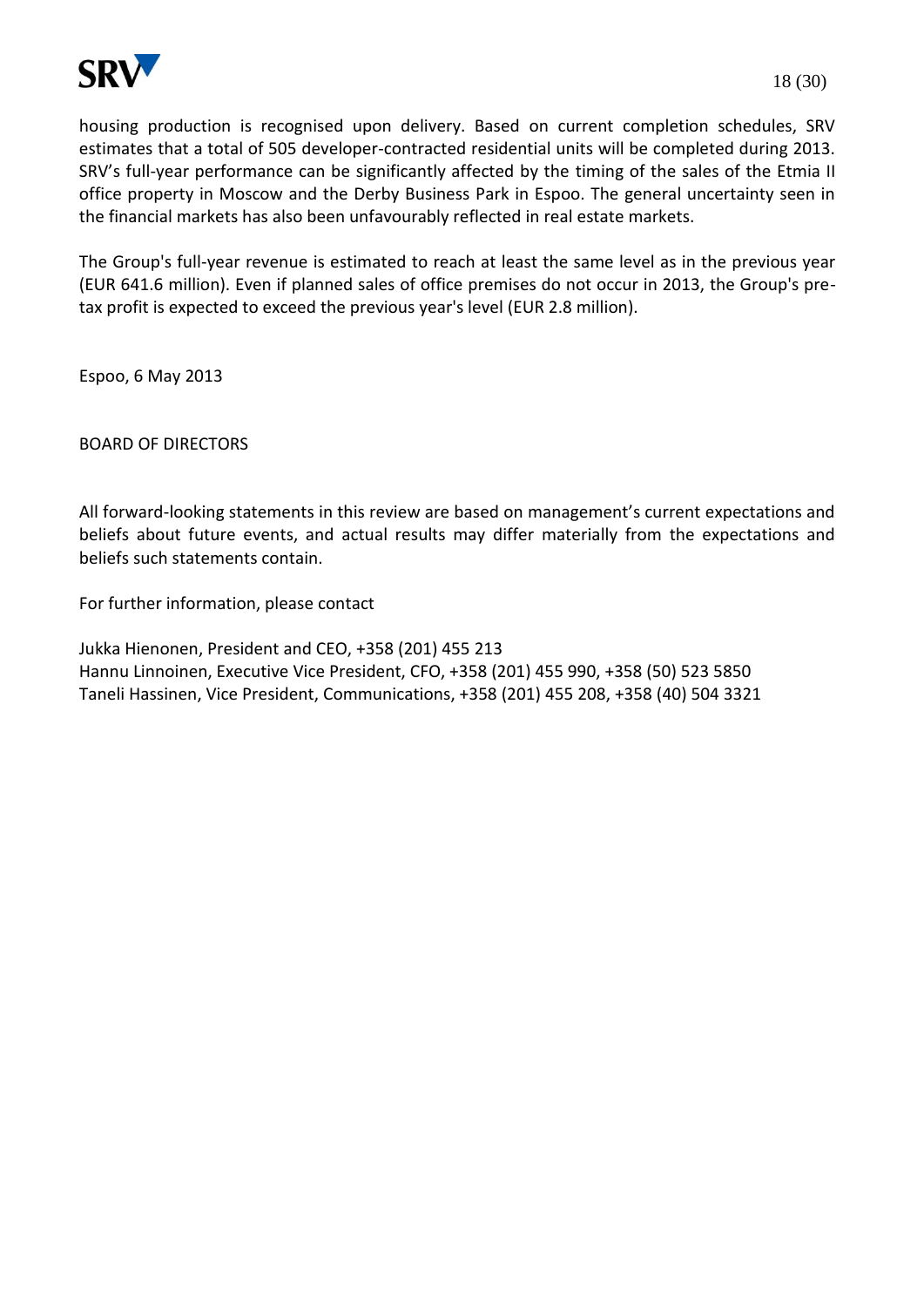housing production is recognised upon delivery. Based on current completion schedules, SRV estimates that a total of 505 developer-contracted residential units will be completed during 2013. SRV's full-year performance can be significantly affected by the timing of the sales of the Etmia II office property in Moscow and the Derby Business Park in Espoo. The general uncertainty seen in the financial markets has also been unfavourably reflected in real estate markets.

The Group's full-year revenue is estimated to reach at least the same level as in the previous year (EUR 641.6 million). Even if planned sales of office premises do not occur in 2013, the Group's pre-tax profit is expected to exceed the previous year's level (EUR 2.8 million).

Espoo, 6 May 2013

BOARD OF DIRECTORS

All forward-looking statements in this review are based on management's current expectations and beliefs about future events, and actual results may differ materially from the expectations and beliefs such statements contain.

For further information, please contact

Jukka Hienonen, President and CEO, +358 (201) 455 213
Hannu Linnoinen, Executive Vice President, CFO, +358 (201) 455 990, +358 (50) 523 5850
Taneli Hassinen, Vice President, Communications, +358 (201) 455 208, +358 (40) 504 3321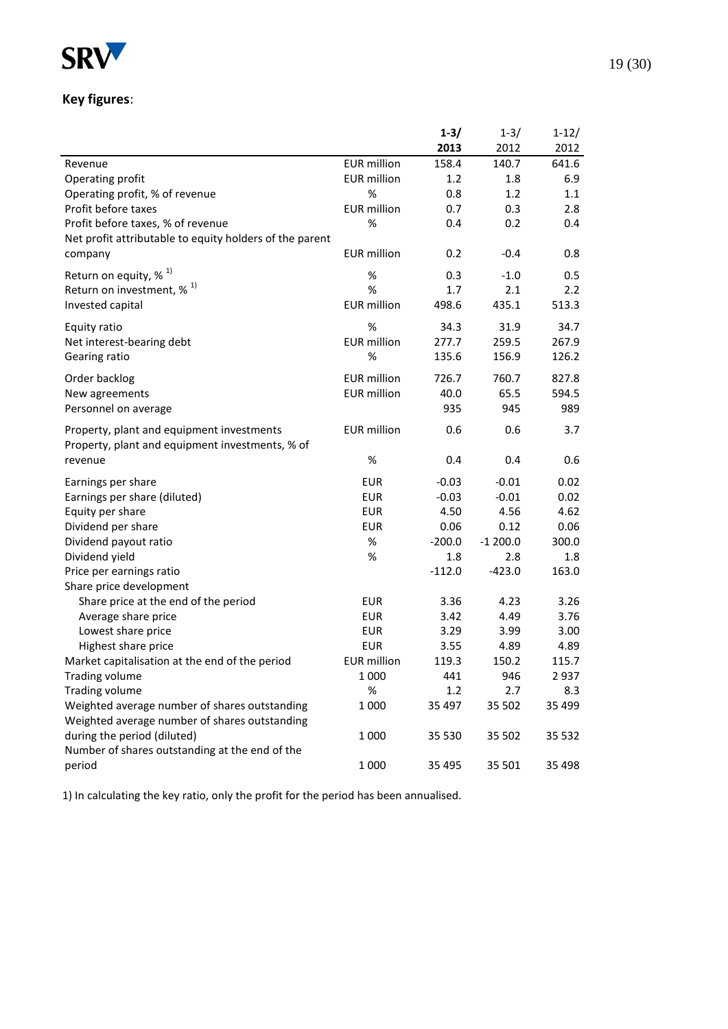**Key figures**:

| | | 1-3/ 2013 | 1-3/ 2012 | 1-12/ 2012 |
|---|---|---|---|---|
| Revenue | EUR million | 158.4 | 140.7 | 641.6 |
| Operating profit | EUR million | 1.2 | 1.8 | 6.9 |
| Operating profit, % of revenue | % | 0.8 | 1.2 | 1.1 |
| Profit before taxes | EUR million | 0.7 | 0.3 | 2.8 |
| Profit before taxes, % of revenue | % | 0.4 | 0.2 | 0.4 |
| Net profit attributable to equity holders of the parent company | EUR million | 0.2 | -0.4 | 0.8 |
| Return on equity, % 1) | % | 0.3 | -1.0 | 0.5 |
| Return on investment, % 1) | % | 1.7 | 2.1 | 2.2 |
| Invested capital | EUR million | 498.6 | 435.1 | 513.3 |
| Equity ratio | % | 34.3 | 31.9 | 34.7 |
| Net interest-bearing debt | EUR million | 277.7 | 259.5 | 267.9 |
| Gearing ratio | % | 135.6 | 156.9 | 126.2 |
| Order backlog | EUR million | 726.7 | 760.7 | 827.8 |
| New agreements | EUR million | 40.0 | 65.5 | 594.5 |
| Personnel on average | | 935 | 945 | 989 |
| Property, plant and equipment investments | EUR million | 0.6 | 0.6 | 3.7 |
| Property, plant and equipment investments, % of revenue | % | 0.4 | 0.4 | 0.6 |
| Earnings per share | EUR | -0.03 | -0.01 | 0.02 |
| Earnings per share (diluted) | EUR | -0.03 | -0.01 | 0.02 |
| Equity per share | EUR | 4.50 | 4.56 | 4.62 |
| Dividend per share | EUR | 0.06 | 0.12 | 0.06 |
| Dividend payout ratio | % | -200.0 | -1 200.0 | 300.0 |
| Dividend yield | % | 1.8 | 2.8 | 1.8 |
| Price per earnings ratio | | -112.0 | -423.0 | 163.0 |
| Share price development | | | | |
| Share price at the end of the period | EUR | 3.36 | 4.23 | 3.26 |
| Average share price | EUR | 3.42 | 4.49 | 3.76 |
| Lowest share price | EUR | 3.29 | 3.99 | 3.00 |
| Highest share price | EUR | 3.55 | 4.89 | 4.89 |
| Market capitalisation at the end of the period | EUR million | 119.3 | 150.2 | 115.7 |
| Trading volume | 1 000 | 441 | 946 | 2 937 |
| Trading volume | % | 1.2 | 2.7 | 8.3 |
| Weighted average number of shares outstanding | 1 000 | 35 497 | 35 502 | 35 499 |
| Weighted average number of shares outstanding during the period (diluted) | 1 000 | 35 530 | 35 502 | 35 532 |
| Number of shares outstanding at the end of the period | 1 000 | 35 495 | 35 501 | 35 498 |

1) In calculating the key ratio, only the profit for the period has been annualised.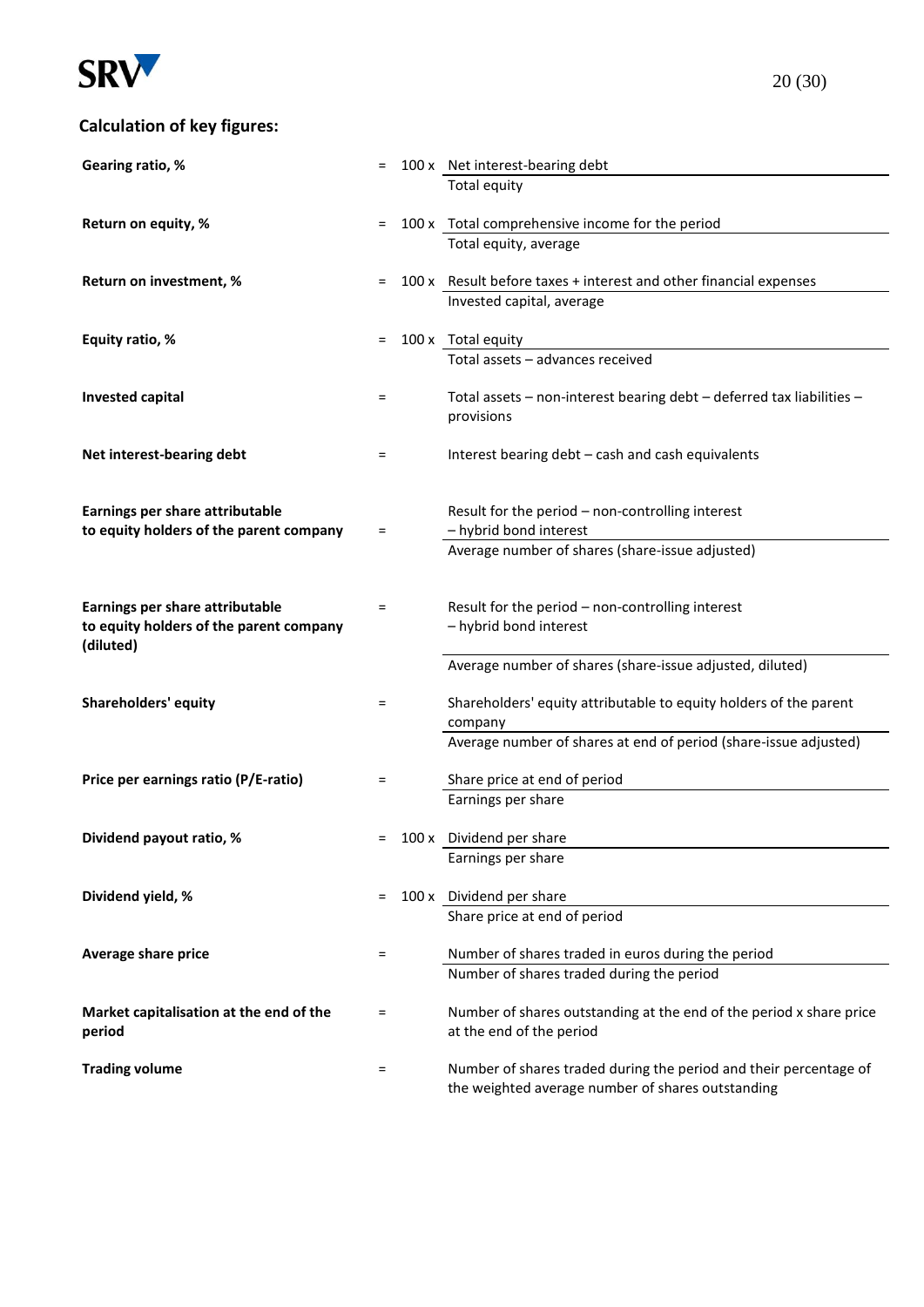## Calculation of key figures:

| Key figure | | | Formula |
|---|---|---|---|
| **Gearing ratio, %** | = | 100 x | Net interest-bearing debt / Total equity |
| **Return on equity, %** | = | 100 x | Total comprehensive income for the period / Total equity, average |
| **Return on investment, %** | = | 100 x | Result before taxes + interest and other financial expenses / Invested capital, average |
| **Equity ratio, %** | = | 100 x | Total equity / Total assets – advances received |
| **Invested capital** | = | | Total assets – non-interest bearing debt – deferred tax liabilities – provisions |
| **Net interest-bearing debt** | = | | Interest bearing debt – cash and cash equivalents |
| **Earnings per share attributable to equity holders of the parent company** | = | | Result for the period – non-controlling interest – hybrid bond interest / Average number of shares (share-issue adjusted) |
| **Earnings per share attributable to equity holders of the parent company (diluted)** | = | | Result for the period – non-controlling interest – hybrid bond interest / Average number of shares (share-issue adjusted, diluted) |
| **Shareholders' equity** | = | | Shareholders' equity attributable to equity holders of the parent company / Average number of shares at end of period (share-issue adjusted) |
| **Price per earnings ratio (P/E-ratio)** | = | | Share price at end of period / Earnings per share |
| **Dividend payout ratio, %** | = | 100 x | Dividend per share / Earnings per share |
| **Dividend yield, %** | = | 100 x | Dividend per share / Share price at end of period |
| **Average share price** | = | | Number of shares traded in euros during the period / Number of shares traded during the period |
| **Market capitalisation at the end of the period** | = | | Number of shares outstanding at the end of the period x share price at the end of the period |
| **Trading volume** | = | | Number of shares traded during the period and their percentage of the weighted average number of shares outstanding |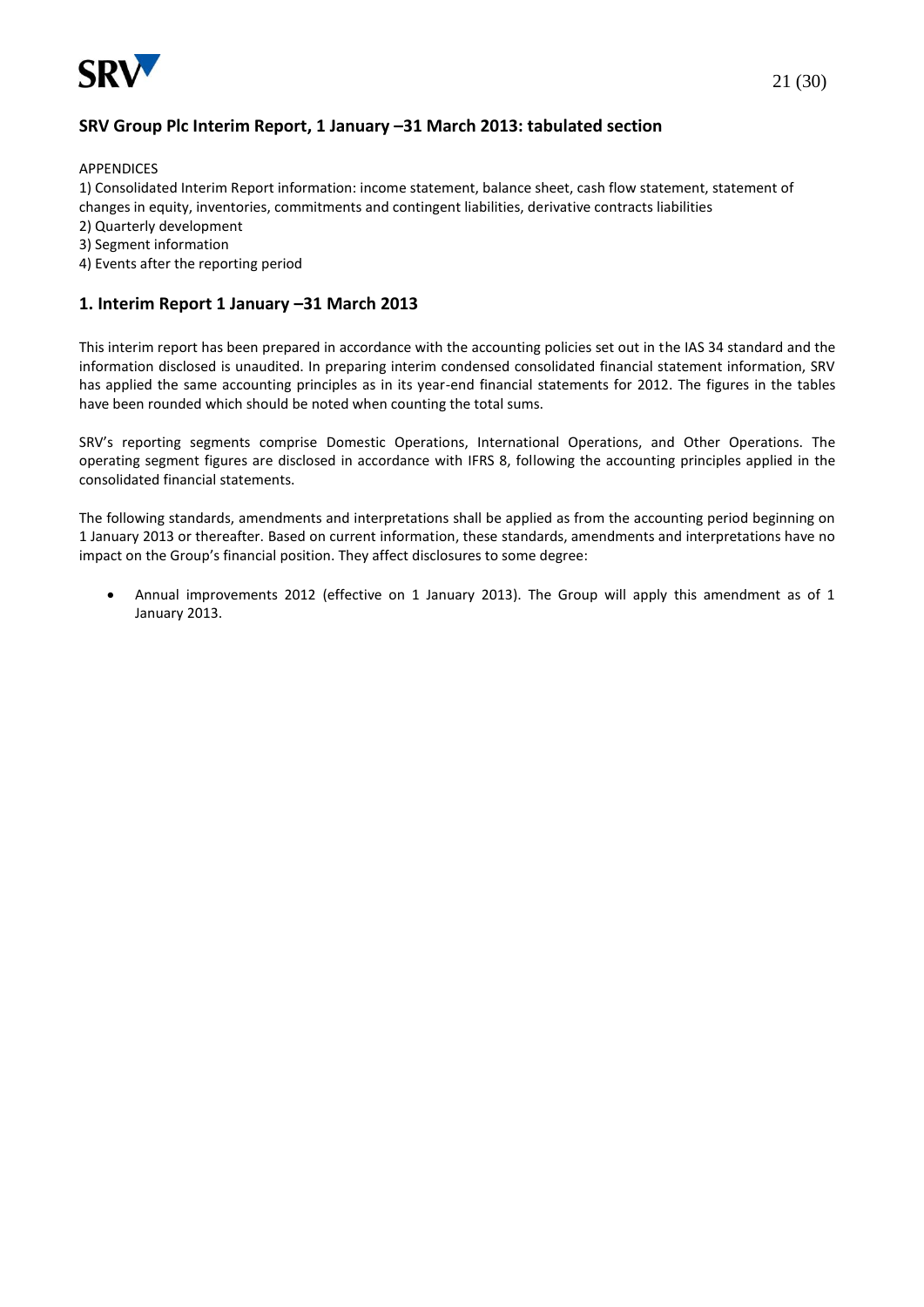## SRV Group Plc Interim Report, 1 January –31 March 2013: tabulated section

APPENDICES

1) Consolidated Interim Report information: income statement, balance sheet, cash flow statement, statement of changes in equity, inventories, commitments and contingent liabilities, derivative contracts liabilities
2) Quarterly development
3) Segment information
4) Events after the reporting period

## 1. Interim Report 1 January –31 March 2013

This interim report has been prepared in accordance with the accounting policies set out in the IAS 34 standard and the information disclosed is unaudited. In preparing interim condensed consolidated financial statement information, SRV has applied the same accounting principles as in its year-end financial statements for 2012. The figures in the tables have been rounded which should be noted when counting the total sums.

SRV's reporting segments comprise Domestic Operations, International Operations, and Other Operations. The operating segment figures are disclosed in accordance with IFRS 8, following the accounting principles applied in the consolidated financial statements.

The following standards, amendments and interpretations shall be applied as from the accounting period beginning on 1 January 2013 or thereafter. Based on current information, these standards, amendments and interpretations have no impact on the Group's financial position. They affect disclosures to some degree:

- Annual improvements 2012 (effective on 1 January 2013). The Group will apply this amendment as of 1 January 2013.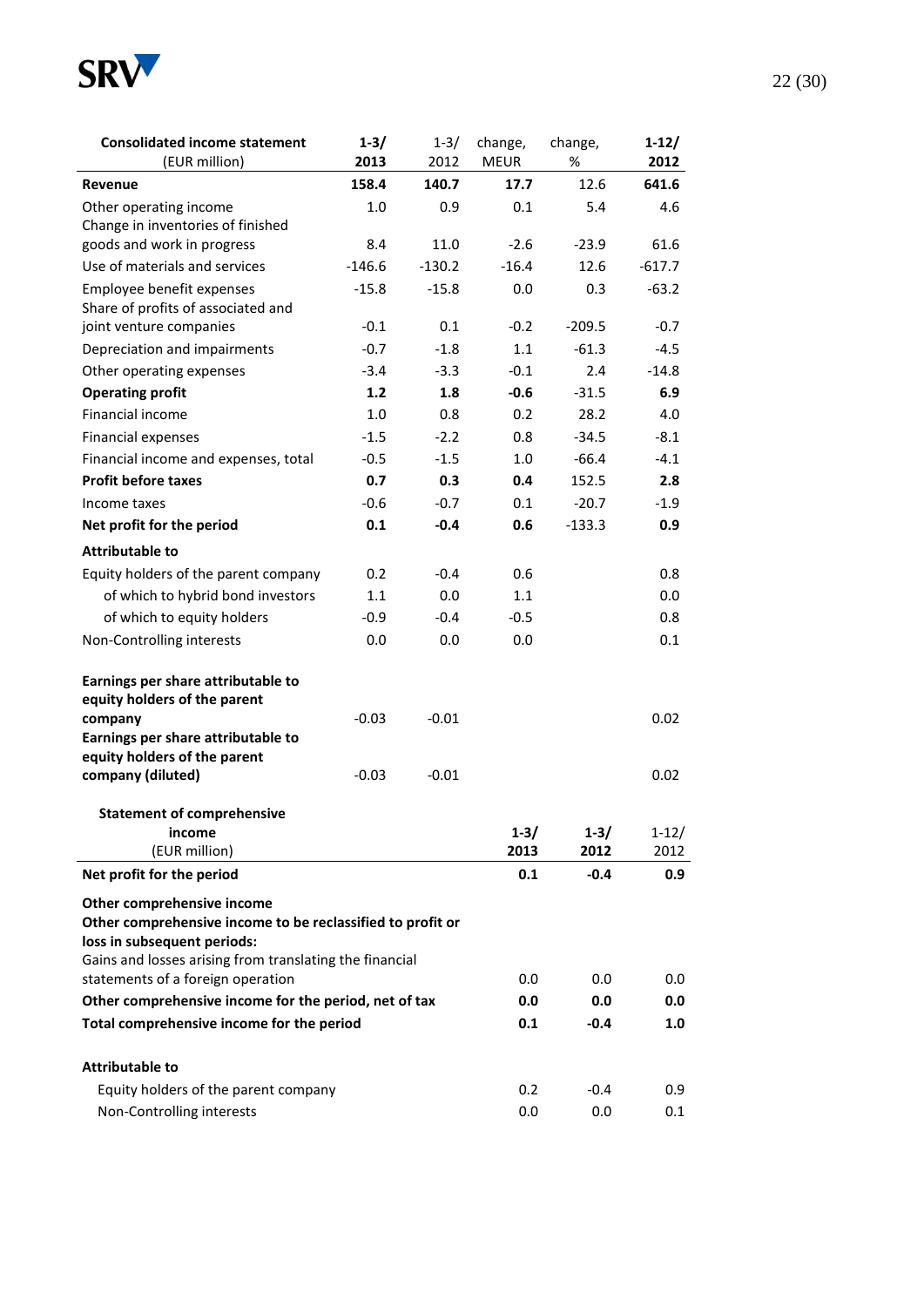| **Consolidated income statement** (EUR million) | **1-3/ 2013** | 1-3/ 2012 | change, MEUR | change, % | **1-12/ 2012** |
|---|---|---|---|---|---|
| **Revenue** | **158.4** | **140.7** | **17.7** | 12.6 | **641.6** |
| Other operating income | 1.0 | 0.9 | 0.1 | 5.4 | 4.6 |
| Change in inventories of finished goods and work in progress | 8.4 | 11.0 | -2.6 | -23.9 | 61.6 |
| Use of materials and services | -146.6 | -130.2 | -16.4 | 12.6 | -617.7 |
| Employee benefit expenses | -15.8 | -15.8 | 0.0 | 0.3 | -63.2 |
| Share of profits of associated and joint venture companies | -0.1 | 0.1 | -0.2 | -209.5 | -0.7 |
| Depreciation and impairments | -0.7 | -1.8 | 1.1 | -61.3 | -4.5 |
| Other operating expenses | -3.4 | -3.3 | -0.1 | 2.4 | -14.8 |
| **Operating profit** | **1.2** | **1.8** | **-0.6** | -31.5 | **6.9** |
| Financial income | 1.0 | 0.8 | 0.2 | 28.2 | 4.0 |
| Financial expenses | -1.5 | -2.2 | 0.8 | -34.5 | -8.1 |
| Financial income and expenses, total | -0.5 | -1.5 | 1.0 | -66.4 | -4.1 |
| **Profit before taxes** | **0.7** | **0.3** | **0.4** | 152.5 | **2.8** |
| Income taxes | -0.6 | -0.7 | 0.1 | -20.7 | -1.9 |
| **Net profit for the period** | **0.1** | **-0.4** | **0.6** | -133.3 | **0.9** |
| **Attributable to** | | | | | |
| Equity holders of the parent company | 0.2 | -0.4 | 0.6 | | 0.8 |
| of which to hybrid bond investors | 1.1 | 0.0 | 1.1 | | 0.0 |
| of which to equity holders | -0.9 | -0.4 | -0.5 | | 0.8 |
| Non-Controlling interests | 0.0 | 0.0 | 0.0 | | 0.1 |
| **Earnings per share attributable to equity holders of the parent company** | -0.03 | -0.01 | | | 0.02 |
| **Earnings per share attributable to equity holders of the parent company (diluted)** | -0.03 | -0.01 | | | 0.02 |

| **Statement of comprehensive income** (EUR million) | **1-3/ 2013** | **1-3/ 2012** | 1-12/ 2012 |
|---|---|---|---|
| **Net profit for the period** | **0.1** | **-0.4** | **0.9** |
| **Other comprehensive income** | | | |
| **Other comprehensive income to be reclassified to profit or loss in subsequent periods:** | | | |
| Gains and losses arising from translating the financial statements of a foreign operation | 0.0 | 0.0 | 0.0 |
| **Other comprehensive income for the period, net of tax** | **0.0** | **0.0** | **0.0** |
| **Total comprehensive income for the period** | **0.1** | **-0.4** | **1.0** |
| **Attributable to** | | | |
| Equity holders of the parent company | 0.2 | -0.4 | 0.9 |
| Non-Controlling interests | 0.0 | 0.0 | 0.1 |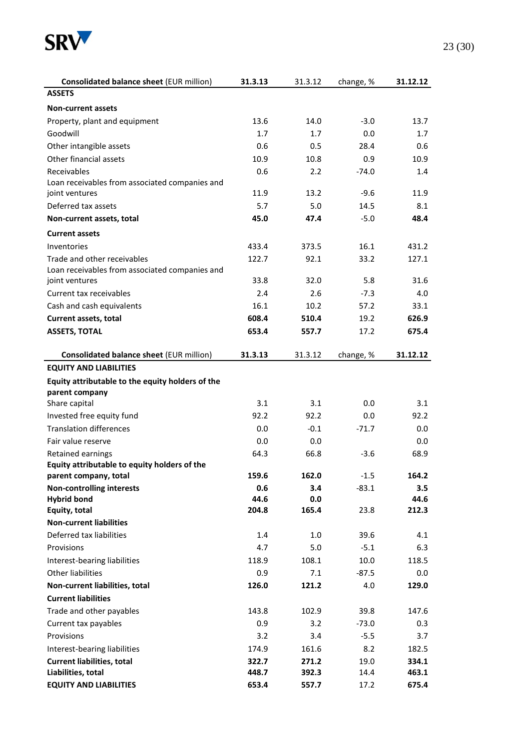| **Consolidated balance sheet** (EUR million) | **31.3.13** | 31.3.12 | change, % | **31.12.12** |
|---|---|---|---|---|
| **ASSETS** | | | | |
| **Non-current assets** | | | | |
| Property, plant and equipment | 13.6 | 14.0 | -3.0 | 13.7 |
| Goodwill | 1.7 | 1.7 | 0.0 | 1.7 |
| Other intangible assets | 0.6 | 0.5 | 28.4 | 0.6 |
| Other financial assets | 10.9 | 10.8 | 0.9 | 10.9 |
| Receivables | 0.6 | 2.2 | -74.0 | 1.4 |
| Loan receivables from associated companies and joint ventures | 11.9 | 13.2 | -9.6 | 11.9 |
| Deferred tax assets | 5.7 | 5.0 | 14.5 | 8.1 |
| **Non-current assets, total** | **45.0** | **47.4** | -5.0 | **48.4** |
| **Current assets** | | | | |
| Inventories | 433.4 | 373.5 | 16.1 | 431.2 |
| Trade and other receivables | 122.7 | 92.1 | 33.2 | 127.1 |
| Loan receivables from associated companies and joint ventures | 33.8 | 32.0 | 5.8 | 31.6 |
| Current tax receivables | 2.4 | 2.6 | -7.3 | 4.0 |
| Cash and cash equivalents | 16.1 | 10.2 | 57.2 | 33.1 |
| **Current assets, total** | **608.4** | **510.4** | 19.2 | **626.9** |
| **ASSETS, TOTAL** | **653.4** | **557.7** | 17.2 | **675.4** |

| **Consolidated balance sheet** (EUR million) | **31.3.13** | 31.3.12 | change, % | **31.12.12** |
|---|---|---|---|---|
| **EQUITY AND LIABILITIES** | | | | |
| **Equity attributable to the equity holders of the parent company** | | | | |
| Share capital | 3.1 | 3.1 | 0.0 | 3.1 |
| Invested free equity fund | 92.2 | 92.2 | 0.0 | 92.2 |
| Translation differences | 0.0 | -0.1 | -71.7 | 0.0 |
| Fair value reserve | 0.0 | 0.0 | | 0.0 |
| Retained earnings | 64.3 | 66.8 | -3.6 | 68.9 |
| **Equity attributable to equity holders of the parent company, total** | **159.6** | **162.0** | -1.5 | **164.2** |
| **Non-controlling interests** | **0.6** | **3.4** | -83.1 | **3.5** |
| **Hybrid bond** | **44.6** | **0.0** | | **44.6** |
| **Equity, total** | **204.8** | **165.4** | 23.8 | **212.3** |
| **Non-current liabilities** | | | | |
| Deferred tax liabilities | 1.4 | 1.0 | 39.6 | 4.1 |
| Provisions | 4.7 | 5.0 | -5.1 | 6.3 |
| Interest-bearing liabilities | 118.9 | 108.1 | 10.0 | 118.5 |
| Other liabilities | 0.9 | 7.1 | -87.5 | 0.0 |
| **Non-current liabilities, total** | **126.0** | **121.2** | 4.0 | **129.0** |
| **Current liabilities** | | | | |
| Trade and other payables | 143.8 | 102.9 | 39.8 | 147.6 |
| Current tax payables | 0.9 | 3.2 | -73.0 | 0.3 |
| Provisions | 3.2 | 3.4 | -5.5 | 3.7 |
| Interest-bearing liabilities | 174.9 | 161.6 | 8.2 | 182.5 |
| **Current liabilities, total** | **322.7** | **271.2** | 19.0 | **334.1** |
| **Liabilities, total** | **448.7** | **392.3** | 14.4 | **463.1** |
| **EQUITY AND LIABILITIES** | **653.4** | **557.7** | 17.2 | **675.4** |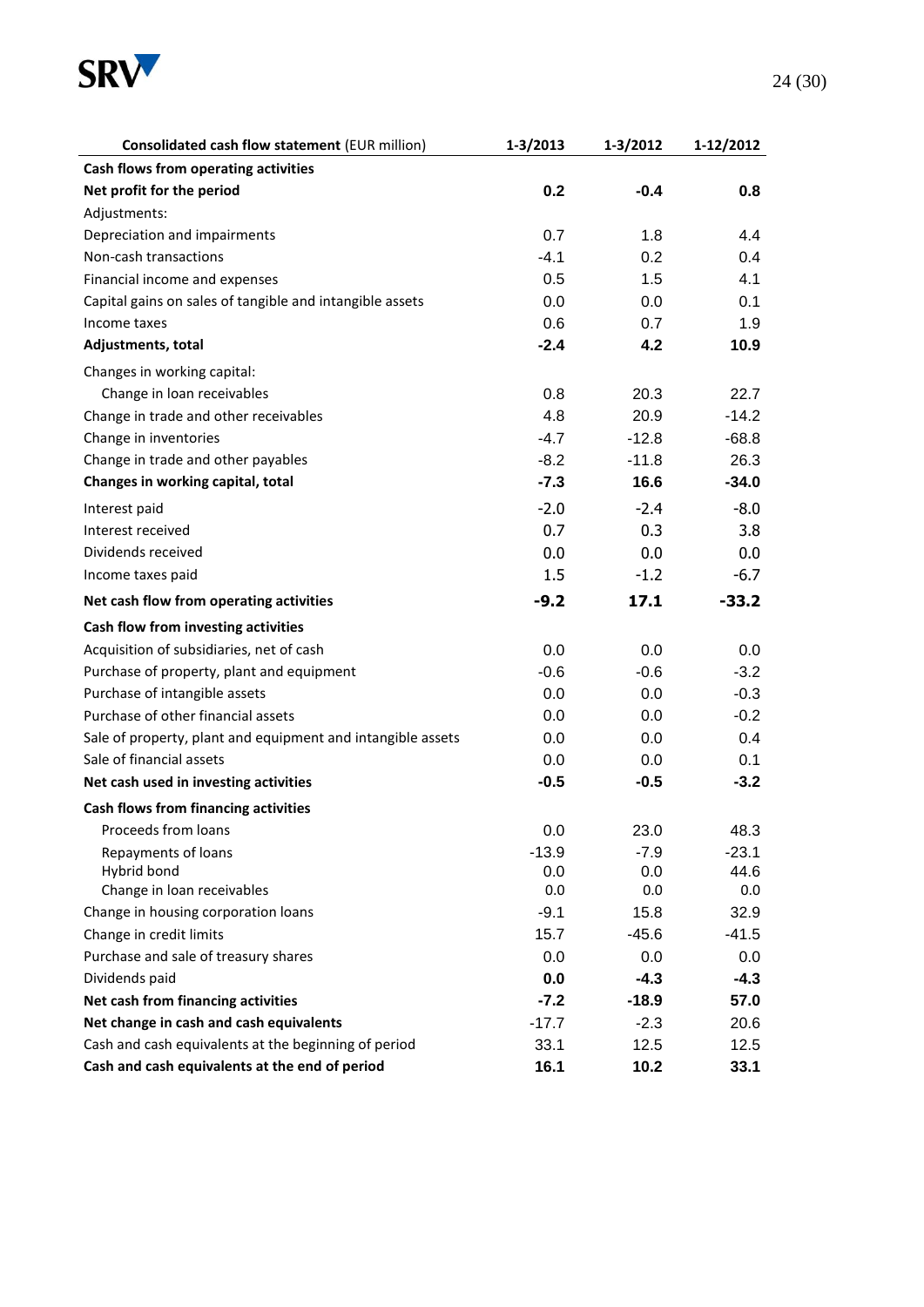| **Consolidated cash flow statement** (EUR million) | **1-3/2013** | **1-3/2012** | **1-12/2012** |
|---|---|---|---|
| **Cash flows from operating activities** | | | |
| **Net profit for the period** | **0.2** | **-0.4** | **0.8** |
| Adjustments: | | | |
| Depreciation and impairments | 0.7 | 1.8 | 4.4 |
| Non-cash transactions | -4.1 | 0.2 | 0.4 |
| Financial income and expenses | 0.5 | 1.5 | 4.1 |
| Capital gains on sales of tangible and intangible assets | 0.0 | 0.0 | 0.1 |
| Income taxes | 0.6 | 0.7 | 1.9 |
| **Adjustments, total** | **-2.4** | **4.2** | **10.9** |
| Changes in working capital: | | | |
| Change in loan receivables | 0.8 | 20.3 | 22.7 |
| Change in trade and other receivables | 4.8 | 20.9 | -14.2 |
| Change in inventories | -4.7 | -12.8 | -68.8 |
| Change in trade and other payables | -8.2 | -11.8 | 26.3 |
| **Changes in working capital, total** | **-7.3** | **16.6** | **-34.0** |
| Interest paid | -2.0 | -2.4 | -8.0 |
| Interest received | 0.7 | 0.3 | 3.8 |
| Dividends received | 0.0 | 0.0 | 0.0 |
| Income taxes paid | 1.5 | -1.2 | -6.7 |
| **Net cash flow from operating activities** | **-9.2** | **17.1** | **-33.2** |
| **Cash flow from investing activities** | | | |
| Acquisition of subsidiaries, net of cash | 0.0 | 0.0 | 0.0 |
| Purchase of property, plant and equipment | -0.6 | -0.6 | -3.2 |
| Purchase of intangible assets | 0.0 | 0.0 | -0.3 |
| Purchase of other financial assets | 0.0 | 0.0 | -0.2 |
| Sale of property, plant and equipment and intangible assets | 0.0 | 0.0 | 0.4 |
| Sale of financial assets | 0.0 | 0.0 | 0.1 |
| **Net cash used in investing activities** | **-0.5** | **-0.5** | **-3.2** |
| **Cash flows from financing activities** | | | |
| Proceeds from loans | 0.0 | 23.0 | 48.3 |
| Repayments of loans | -13.9 | -7.9 | -23.1 |
| Hybrid bond | 0.0 | 0.0 | 44.6 |
| Change in loan receivables | 0.0 | 0.0 | 0.0 |
| Change in housing corporation loans | -9.1 | 15.8 | 32.9 |
| Change in credit limits | 15.7 | -45.6 | -41.5 |
| Purchase and sale of treasury shares | 0.0 | 0.0 | 0.0 |
| Dividends paid | **0.0** | **-4.3** | **-4.3** |
| **Net cash from financing activities** | **-7.2** | **-18.9** | **57.0** |
| **Net change in cash and cash equivalents** | -17.7 | -2.3 | 20.6 |
| Cash and cash equivalents at the beginning of period | 33.1 | 12.5 | 12.5 |
| **Cash and cash equivalents at the end of period** | **16.1** | **10.2** | **33.1** |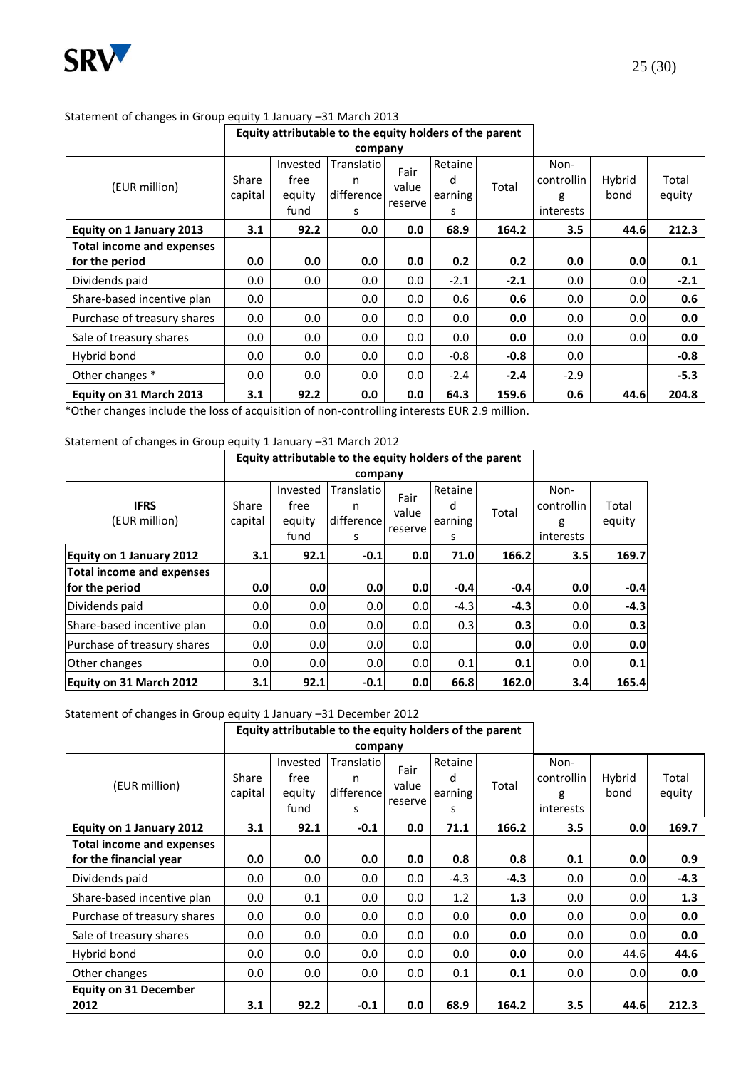Statement of changes in Group equity 1 January –31 March 2013

| (EUR million) | Equity attributable to the equity holders of the parent company | | | | | | | | |
|---|---|---|---|---|---|---|---|---|---|
| | Share capital | Invested free equity fund | Translation differences | Fair value reserve | Retained earnings | Total | Non-controlling interests | Hybrid bond | Total equity |
| **Equity on 1 January 2013** | **3.1** | **92.2** | **0.0** | **0.0** | **68.9** | **164.2** | **3.5** | **44.6** | **212.3** |
| **Total income and expenses for the period** | **0.0** | **0.0** | **0.0** | **0.0** | **0.2** | **0.2** | **0.0** | **0.0** | **0.1** |
| Dividends paid | 0.0 | 0.0 | 0.0 | 0.0 | -2.1 | **-2.1** | 0.0 | 0.0 | **-2.1** |
| Share-based incentive plan | 0.0 | | 0.0 | 0.0 | 0.6 | **0.6** | 0.0 | 0.0 | **0.6** |
| Purchase of treasury shares | 0.0 | 0.0 | 0.0 | 0.0 | 0.0 | **0.0** | 0.0 | 0.0 | **0.0** |
| Sale of treasury shares | 0.0 | 0.0 | 0.0 | 0.0 | 0.0 | **0.0** | 0.0 | 0.0 | **0.0** |
| Hybrid bond | 0.0 | 0.0 | 0.0 | 0.0 | -0.8 | **-0.8** | 0.0 | | **-0.8** |
| Other changes * | 0.0 | 0.0 | 0.0 | 0.0 | -2.4 | **-2.4** | -2.9 | | **-5.3** |
| **Equity on 31 March 2013** | **3.1** | **92.2** | **0.0** | **0.0** | **64.3** | **159.6** | **0.6** | **44.6** | **204.8** |

*Other changes include the loss of acquisition of non-controlling interests EUR 2.9 million.

Statement of changes in Group equity 1 January –31 March 2012

| **IFRS** (EUR million) | Equity attributable to the equity holders of the parent company | | | | | | | |
|---|---|---|---|---|---|---|---|---|
| | Share capital | Invested free equity fund | Translation differences | Fair value reserve | Retained earnings | Total | Non-controlling interests | Total equity |
| **Equity on 1 January 2012** | **3.1** | **92.1** | **-0.1** | **0.0** | **71.0** | **166.2** | **3.5** | **169.7** |
| **Total income and expenses for the period** | **0.0** | **0.0** | **0.0** | **0.0** | **-0.4** | **-0.4** | **0.0** | **-0.4** |
| Dividends paid | 0.0 | 0.0 | 0.0 | 0.0 | -4.3 | **-4.3** | 0.0 | **-4.3** |
| Share-based incentive plan | 0.0 | 0.0 | 0.0 | 0.0 | 0.3 | **0.3** | 0.0 | **0.3** |
| Purchase of treasury shares | 0.0 | 0.0 | 0.0 | 0.0 | | **0.0** | 0.0 | **0.0** |
| Other changes | 0.0 | 0.0 | 0.0 | 0.0 | 0.1 | **0.1** | 0.0 | **0.1** |
| **Equity on 31 March 2012** | **3.1** | **92.1** | **-0.1** | **0.0** | **66.8** | **162.0** | **3.4** | **165.4** |

Statement of changes in Group equity 1 January –31 December 2012

| (EUR million) | Equity attributable to the equity holders of the parent company | | | | | | | | |
|---|---|---|---|---|---|---|---|---|---|
| | Share capital | Invested free equity fund | Translation differences | Fair value reserve | Retained earnings | Total | Non-controlling interests | Hybrid bond | Total equity |
| **Equity on 1 January 2012** | **3.1** | **92.1** | **-0.1** | **0.0** | **71.1** | **166.2** | **3.5** | **0.0** | **169.7** |
| **Total income and expenses for the financial year** | **0.0** | **0.0** | **0.0** | **0.0** | **0.8** | **0.8** | **0.1** | **0.0** | **0.9** |
| Dividends paid | 0.0 | 0.0 | 0.0 | 0.0 | -4.3 | **-4.3** | 0.0 | 0.0 | **-4.3** |
| Share-based incentive plan | 0.0 | 0.1 | 0.0 | 0.0 | 1.2 | **1.3** | 0.0 | 0.0 | **1.3** |
| Purchase of treasury shares | 0.0 | 0.0 | 0.0 | 0.0 | 0.0 | **0.0** | 0.0 | 0.0 | **0.0** |
| Sale of treasury shares | 0.0 | 0.0 | 0.0 | 0.0 | 0.0 | **0.0** | 0.0 | 0.0 | **0.0** |
| Hybrid bond | 0.0 | 0.0 | 0.0 | 0.0 | 0.0 | **0.0** | 0.0 | 44.6 | **44.6** |
| Other changes | 0.0 | 0.0 | 0.0 | 0.0 | 0.1 | **0.1** | 0.0 | 0.0 | **0.0** |
| **Equity on 31 December 2012** | **3.1** | **92.2** | **-0.1** | **0.0** | **68.9** | **164.2** | **3.5** | **44.6** | **212.3** |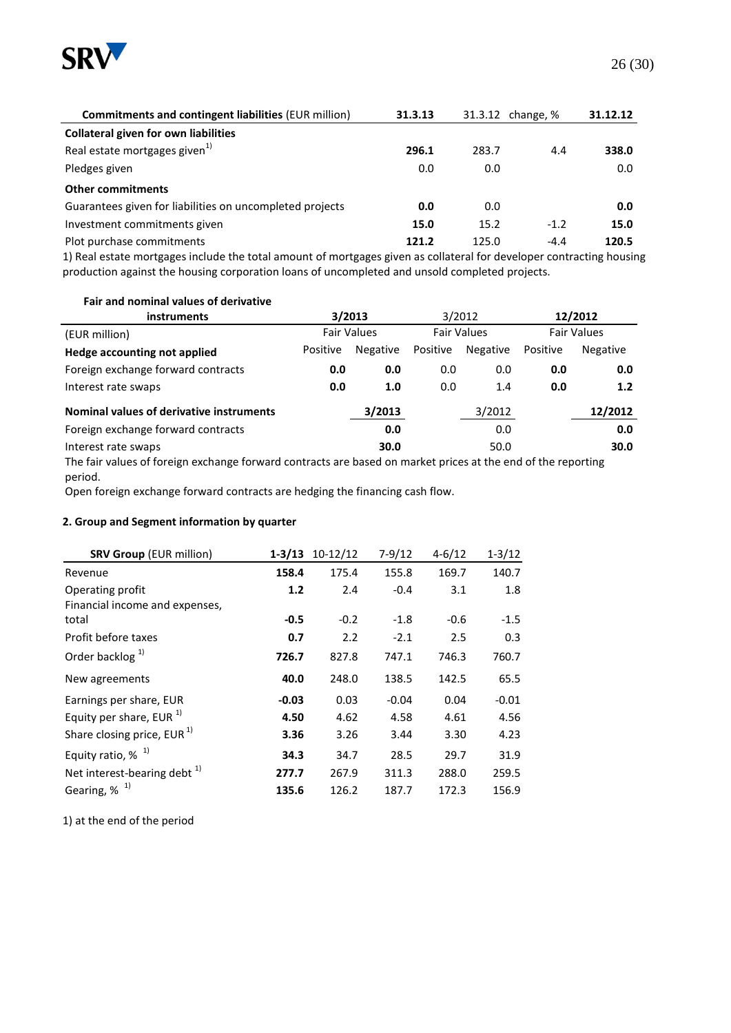| **Commitments and contingent liabilities** (EUR million) | **31.3.13** | 31.3.12 | change, % | **31.12.12** |
|---|---|---|---|---|
| **Collateral given for own liabilities** | | | | |
| Real estate mortgages given[1) ] | **296.1** | 283.7 | 4.4 | **338.0** |
| Pledges given | 0.0 | 0.0 | | 0.0 |
| **Other commitments** | | | | |
| Guarantees given for liabilities on uncompleted projects | **0.0** | 0.0 | | **0.0** |
| Investment commitments given | **15.0** | 15.2 | -1.2 | **15.0** |
| Plot purchase commitments | **121.2** | 125.0 | -4.4 | **120.5** |

1) Real estate mortgages include the total amount of mortgages given as collateral for developer contracting housing production against the housing corporation loans of uncompleted and unsold completed projects.

| **Fair and nominal values of derivative instruments** | **3/2013** | | 3/2012 | | **12/2012** | |
|---|---|---|---|---|---|---|
| (EUR million) | Fair Values | | Fair Values | | Fair Values | |
| **Hedge accounting not applied** | Positive | Negative | Positive | Negative | Positive | Negative |
| Foreign exchange forward contracts | **0.0** | **0.0** | 0.0 | 0.0 | **0.0** | **0.0** |
| Interest rate swaps | **0.0** | **1.0** | 0.0 | 1.4 | **0.0** | **1.2** |

| **Nominal values of derivative instruments** | **3/2013** | 3/2012 | **12/2012** |
|---|---|---|---|
| Foreign exchange forward contracts | **0.0** | 0.0 | **0.0** |
| Interest rate swaps | **30.0** | 50.0 | **30.0** |

The fair values of foreign exchange forward contracts are based on market prices at the end of the reporting period.

Open foreign exchange forward contracts are hedging the financing cash flow.

### 2. Group and Segment information by quarter

| **SRV Group** (EUR million) | **1-3/13** | 10-12/12 | 7-9/12 | 4-6/12 | 1-3/12 |
|---|---|---|---|---|---|
| Revenue | **158.4** | 175.4 | 155.8 | 169.7 | 140.7 |
| Operating profit | **1.2** | 2.4 | -0.4 | 3.1 | 1.8 |
| Financial income and expenses, total | **-0.5** | -0.2 | -1.8 | -0.6 | -1.5 |
| Profit before taxes | **0.7** | 2.2 | -2.1 | 2.5 | 0.3 |
| Order backlog [1)] | **726.7** | 827.8 | 747.1 | 746.3 | 760.7 |
| New agreements | **40.0** | 248.0 | 138.5 | 142.5 | 65.5 |
| Earnings per share, EUR | **-0.03** | 0.03 | -0.04 | 0.04 | -0.01 |
| Equity per share, EUR [1)] | **4.50** | 4.62 | 4.58 | 4.61 | 4.56 |
| Share closing price, EUR [1)] | **3.36** | 3.26 | 3.44 | 3.30 | 4.23 |
| Equity ratio, % [1)] | **34.3** | 34.7 | 28.5 | 29.7 | 31.9 |
| Net interest-bearing debt [1)] | **277.7** | 267.9 | 311.3 | 288.0 | 259.5 |
| Gearing, % [1)] | **135.6** | 126.2 | 187.7 | 172.3 | 156.9 |

1) at the end of the period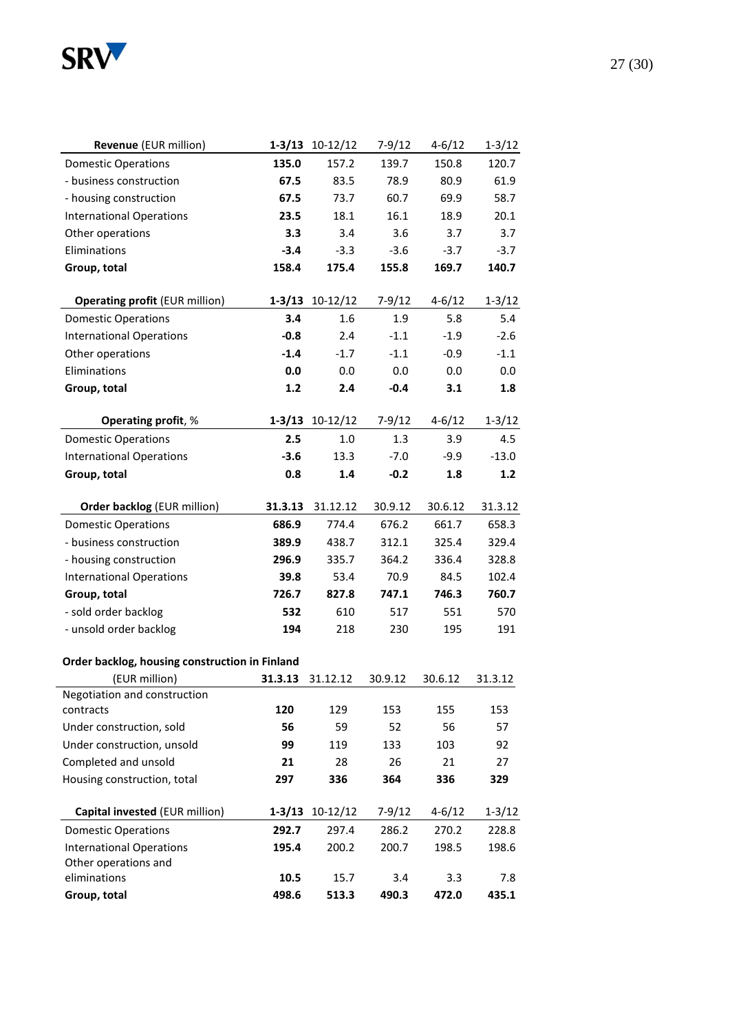| **Revenue** (EUR million) | **1-3/13** | 10-12/12 | 7-9/12 | 4-6/12 | 1-3/12 |
|---|---|---|---|---|---|
| Domestic Operations | **135.0** | 157.2 | 139.7 | 150.8 | 120.7 |
| - business construction | **67.5** | 83.5 | 78.9 | 80.9 | 61.9 |
| - housing construction | **67.5** | 73.7 | 60.7 | 69.9 | 58.7 |
| International Operations | **23.5** | 18.1 | 16.1 | 18.9 | 20.1 |
| Other operations | **3.3** | 3.4 | 3.6 | 3.7 | 3.7 |
| Eliminations | **-3.4** | -3.3 | -3.6 | -3.7 | -3.7 |
| **Group, total** | **158.4** | **175.4** | **155.8** | **169.7** | **140.7** |

| **Operating profit** (EUR million) | **1-3/13** | 10-12/12 | 7-9/12 | 4-6/12 | 1-3/12 |
|---|---|---|---|---|---|
| Domestic Operations | **3.4** | 1.6 | 1.9 | 5.8 | 5.4 |
| International Operations | **-0.8** | 2.4 | -1.1 | -1.9 | -2.6 |
| Other operations | **-1.4** | -1.7 | -1.1 | -0.9 | -1.1 |
| Eliminations | **0.0** | 0.0 | 0.0 | 0.0 | 0.0 |
| **Group, total** | **1.2** | **2.4** | **-0.4** | **3.1** | **1.8** |

| **Operating profit**, % | **1-3/13** | 10-12/12 | 7-9/12 | 4-6/12 | 1-3/12 |
|---|---|---|---|---|---|
| Domestic Operations | **2.5** | 1.0 | 1.3 | 3.9 | 4.5 |
| International Operations | **-3.6** | 13.3 | -7.0 | -9.9 | -13.0 |
| **Group, total** | **0.8** | **1.4** | **-0.2** | **1.8** | **1.2** |

| **Order backlog** (EUR million) | **31.3.13** | 31.12.12 | 30.9.12 | 30.6.12 | 31.3.12 |
|---|---|---|---|---|---|
| Domestic Operations | **686.9** | 774.4 | 676.2 | 661.7 | 658.3 |
| - business construction | **389.9** | 438.7 | 312.1 | 325.4 | 329.4 |
| - housing construction | **296.9** | 335.7 | 364.2 | 336.4 | 328.8 |
| International Operations | **39.8** | 53.4 | 70.9 | 84.5 | 102.4 |
| **Group, total** | **726.7** | **827.8** | **747.1** | **746.3** | **760.7** |
| - sold order backlog | **532** | 610 | 517 | 551 | 570 |
| - unsold order backlog | **194** | 218 | 230 | 195 | 191 |

| **Order backlog, housing construction in Finland** (EUR million) | **31.3.13** | 31.12.12 | 30.9.12 | 30.6.12 | 31.3.12 |
|---|---|---|---|---|---|
| Negotiation and construction contracts | **120** | 129 | 153 | 155 | 153 |
| Under construction, sold | **56** | 59 | 52 | 56 | 57 |
| Under construction, unsold | **99** | 119 | 133 | 103 | 92 |
| Completed and unsold | **21** | 28 | 26 | 21 | 27 |
| Housing construction, total | **297** | **336** | **364** | **336** | **329** |

| **Capital invested** (EUR million) | **1-3/13** | 10-12/12 | 7-9/12 | 4-6/12 | 1-3/12 |
|---|---|---|---|---|---|
| Domestic Operations | **292.7** | 297.4 | 286.2 | 270.2 | 228.8 |
| International Operations | **195.4** | 200.2 | 200.7 | 198.5 | 198.6 |
| Other operations and eliminations | **10.5** | 15.7 | 3.4 | 3.3 | 7.8 |
| **Group, total** | **498.6** | **513.3** | **490.3** | **472.0** | **435.1** |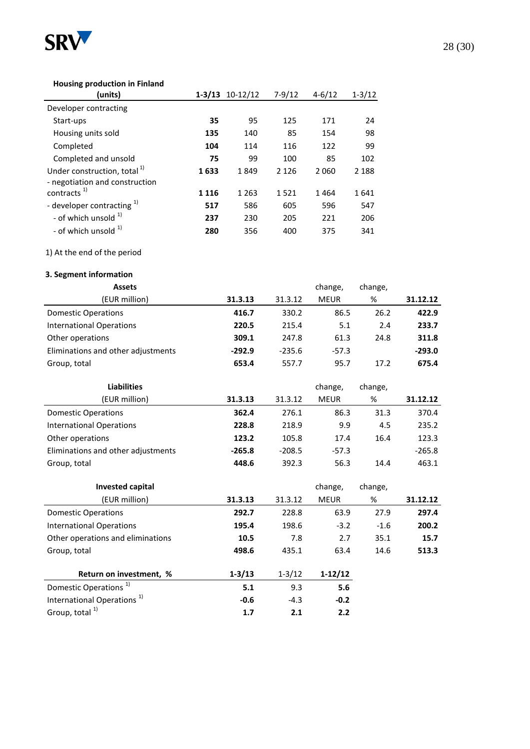| Housing production in Finland (units) | **1-3/13** | 10-12/12 | 7-9/12 | 4-6/12 | 1-3/12 |
|---|---|---|---|---|---|
| Developer contracting | | | | | |
| Start-ups | **35** | 95 | 125 | 171 | 24 |
| Housing units sold | **135** | 140 | 85 | 154 | 98 |
| Completed | **104** | 114 | 116 | 122 | 99 |
| Completed and unsold | **75** | 99 | 100 | 85 | 102 |
| Under construction, total [1] | **1 633** | 1 849 | 2 126 | 2 060 | 2 188 |
| - negotiation and construction contracts [1] | **1 116** | 1 263 | 1 521 | 1 464 | 1 641 |
| - developer contracting [1] | **517** | 586 | 605 | 596 | 547 |
| - of which unsold [1] | **237** | 230 | 205 | 221 | 206 |
| - of which unsold [1] | **280** | 356 | 400 | 375 | 341 |

1) At the end of the period

**3. Segment information**

| **Assets** (EUR million) | **31.3.13** | 31.3.12 | change, MEUR | change, % | **31.12.12** |
|---|---|---|---|---|---|
| Domestic Operations | **416.7** | 330.2 | 86.5 | 26.2 | **422.9** |
| International Operations | **220.5** | 215.4 | 5.1 | 2.4 | **233.7** |
| Other operations | **309.1** | 247.8 | 61.3 | 24.8 | **311.8** |
| Eliminations and other adjustments | **-292.9** | -235.6 | -57.3 | | **-293.0** |
| Group, total | **653.4** | 557.7 | 95.7 | 17.2 | **675.4** |

| **Liabilities** (EUR million) | **31.3.13** | 31.3.12 | change, MEUR | change, % | **31.12.12** |
|---|---|---|---|---|---|
| Domestic Operations | **362.4** | 276.1 | 86.3 | 31.3 | 370.4 |
| International Operations | **228.8** | 218.9 | 9.9 | 4.5 | 235.2 |
| Other operations | **123.2** | 105.8 | 17.4 | 16.4 | 123.3 |
| Eliminations and other adjustments | **-265.8** | -208.5 | -57.3 | | -265.8 |
| Group, total | **448.6** | 392.3 | 56.3 | 14.4 | 463.1 |

| **Invested capital** (EUR million) | **31.3.13** | 31.3.12 | change, MEUR | change, % | **31.12.12** |
|---|---|---|---|---|---|
| Domestic Operations | **292.7** | 228.8 | 63.9 | 27.9 | **297.4** |
| International Operations | **195.4** | 198.6 | -3.2 | -1.6 | **200.2** |
| Other operations and eliminations | **10.5** | 7.8 | 2.7 | 35.1 | **15.7** |
| Group, total | **498.6** | 435.1 | 63.4 | 14.6 | **513.3** |

| **Return on investment, %** | **1-3/13** | 1-3/12 | **1-12/12** |
|---|---|---|---|
| Domestic Operations [1] | **5.1** | 9.3 | **5.6** |
| International Operations [1] | **-0.6** | -4.3 | **-0.2** |
| Group, total [1] | **1.7** | **2.1** | **2.2** |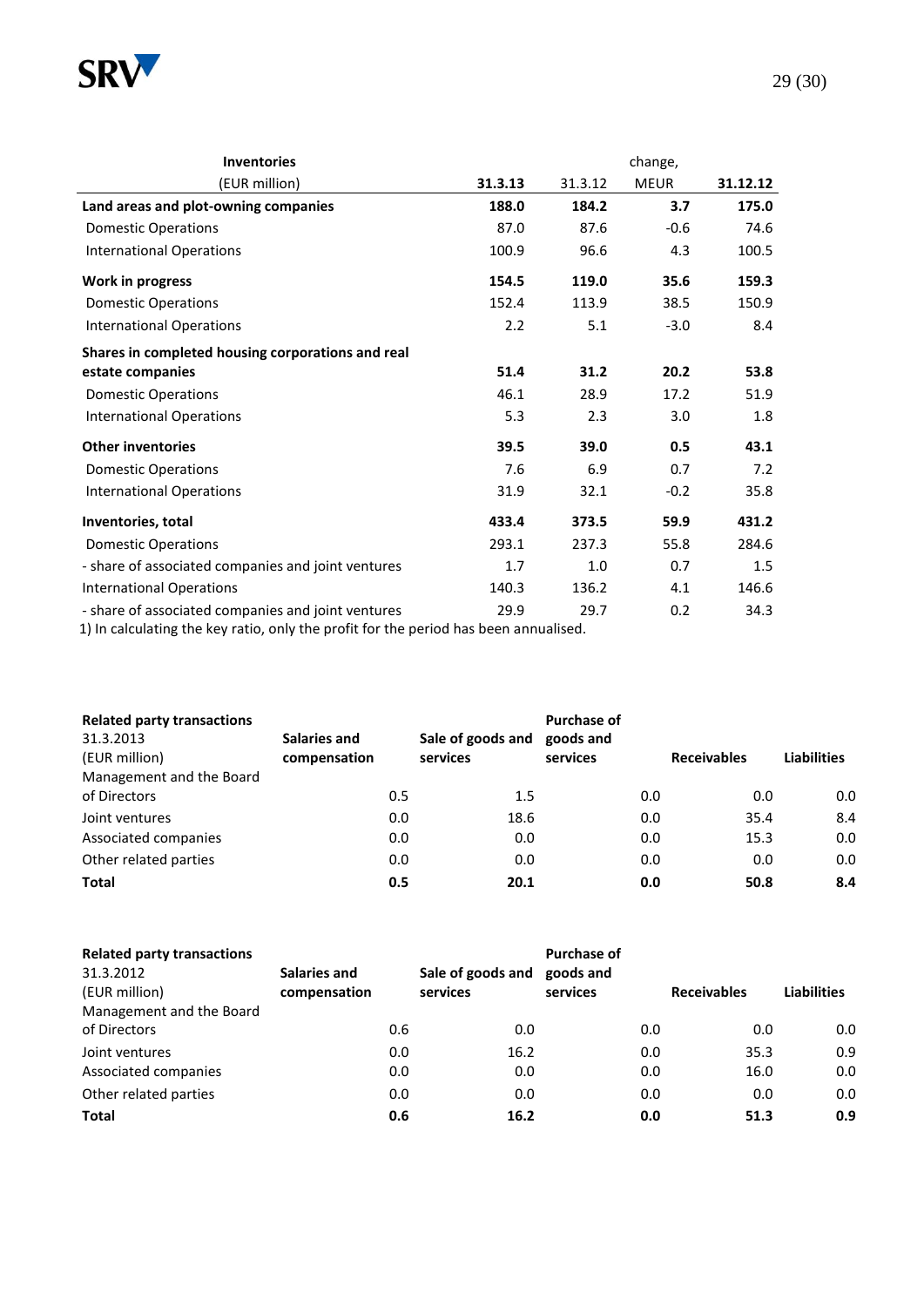| **Inventories** (EUR million) | **31.3.13** | 31.3.12 | change, MEUR | **31.12.12** |
|---|---|---|---|---|
| **Land areas and plot-owning companies** | **188.0** | **184.2** | **3.7** | **175.0** |
| Domestic Operations | 87.0 | 87.6 | -0.6 | 74.6 |
| International Operations | 100.9 | 96.6 | 4.3 | 100.5 |
| **Work in progress** | **154.5** | **119.0** | **35.6** | **159.3** |
| Domestic Operations | 152.4 | 113.9 | 38.5 | 150.9 |
| International Operations | 2.2 | 5.1 | -3.0 | 8.4 |
| **Shares in completed housing corporations and real estate companies** | **51.4** | **31.2** | **20.2** | **53.8** |
| Domestic Operations | 46.1 | 28.9 | 17.2 | 51.9 |
| International Operations | 5.3 | 2.3 | 3.0 | 1.8 |
| **Other inventories** | **39.5** | **39.0** | **0.5** | **43.1** |
| Domestic Operations | 7.6 | 6.9 | 0.7 | 7.2 |
| International Operations | 31.9 | 32.1 | -0.2 | 35.8 |
| **Inventories, total** | **433.4** | **373.5** | **59.9** | **431.2** |
| Domestic Operations | 293.1 | 237.3 | 55.8 | 284.6 |
| - share of associated companies and joint ventures | 1.7 | 1.0 | 0.7 | 1.5 |
| International Operations | 140.3 | 136.2 | 4.1 | 146.6 |
| - share of associated companies and joint ventures | 29.9 | 29.7 | 0.2 | 34.3 |

1) In calculating the key ratio, only the profit for the period has been annualised.

| **Related party transactions** 31.3.2013 (EUR million) | **Salaries and compensation** | **Sale of goods and services** | **Purchase of goods and services** | **Receivables** | **Liabilities** |
|---|---|---|---|---|---|
| Management and the Board of Directors | 0.5 | 1.5 | 0.0 | 0.0 | 0.0 |
| Joint ventures | 0.0 | 18.6 | 0.0 | 35.4 | 8.4 |
| Associated companies | 0.0 | 0.0 | 0.0 | 15.3 | 0.0 |
| Other related parties | 0.0 | 0.0 | 0.0 | 0.0 | 0.0 |
| **Total** | **0.5** | **20.1** | **0.0** | **50.8** | **8.4** |

| **Related party transactions** 31.3.2012 (EUR million) | **Salaries and compensation** | **Sale of goods and services** | **Purchase of goods and services** | **Receivables** | **Liabilities** |
|---|---|---|---|---|---|
| Management and the Board of Directors | 0.6 | 0.0 | 0.0 | 0.0 | 0.0 |
| Joint ventures | 0.0 | 16.2 | 0.0 | 35.3 | 0.9 |
| Associated companies | 0.0 | 0.0 | 0.0 | 16.0 | 0.0 |
| Other related parties | 0.0 | 0.0 | 0.0 | 0.0 | 0.0 |
| **Total** | **0.6** | **16.2** | **0.0** | **51.3** | **0.9** |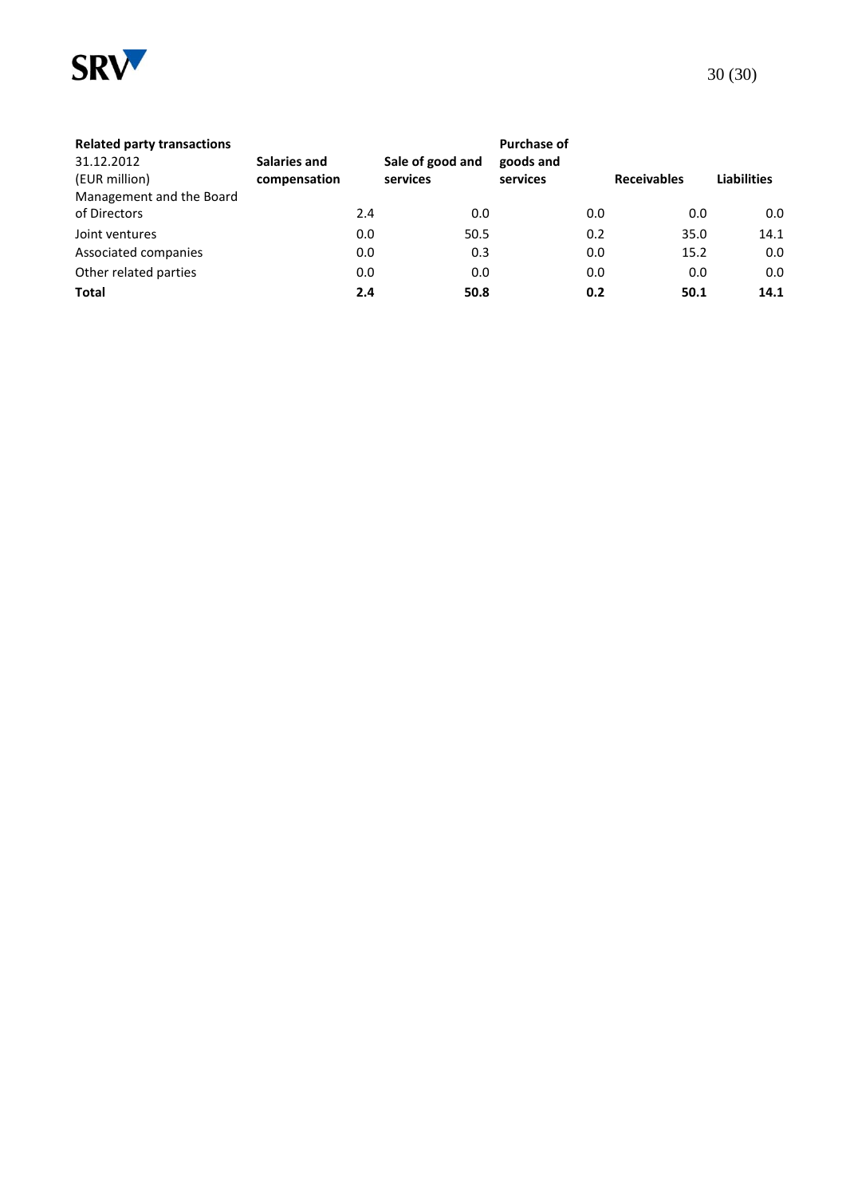| Related party transactions 31.12.2012 (EUR million) | Salaries and compensation | Sale of good and services | Purchase of goods and services | Receivables | Liabilities |
|---|---|---|---|---|---|
| Management and the Board of Directors | 2.4 | 0.0 | 0.0 | 0.0 | 0.0 |
| Joint ventures | 0.0 | 50.5 | 0.2 | 35.0 | 14.1 |
| Associated companies | 0.0 | 0.3 | 0.0 | 15.2 | 0.0 |
| Other related parties | 0.0 | 0.0 | 0.0 | 0.0 | 0.0 |
| **Total** | **2.4** | **50.8** | **0.2** | **50.1** | **14.1** |